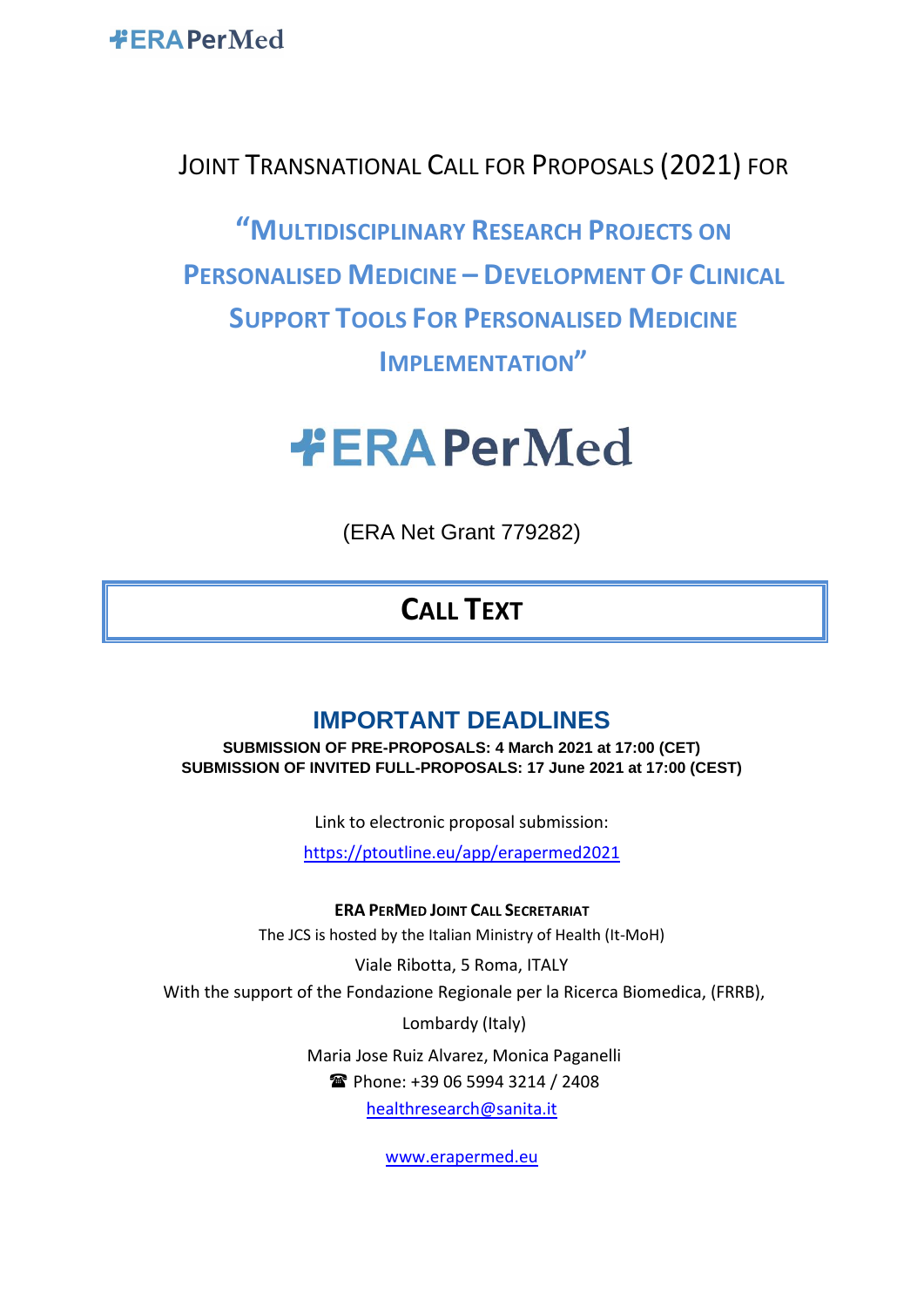ERAPerMed

# JOINT TRANSNATIONAL CALL FOR PROPOSALS (2021) FOR

## "MULTIDISCIPLINARY RESEARCH PROJECTS ON PERSONALISED MEDICINE – DEVELOPMENT OF CLINICAL SUPPORT TOOLS FOR PERSONALISED MEDICINE IMPLEMENTATION"

ERAPerMed

(ERA Net Grant 779282)

# CALL TEXT

## IMPORTANT DEADLINES

**SUBMISSION OF PRE-PROPOSALS: 4 March 2021 at 17:00 (CET)**
**SUBMISSION OF INVITED FULL-PROPOSALS: 17 June 2021 at 17:00 (CEST)**

Link to electronic proposal submission:

https://ptoutline.eu/app/erapermed2021

**ERA PERMED JOINT CALL SECRETARIAT**

The JCS is hosted by the Italian Ministry of Health (It-MoH)

Viale Ribotta, 5 Roma, ITALY

With the support of the Fondazione Regionale per la Ricerca Biomedica, (FRRB), Lombardy (Italy)

Maria Jose Ruiz Alvarez, Monica Paganelli

☎ Phone: +39 06 5994 3214 / 2408

healthresearch@sanita.it

www.erapermed.eu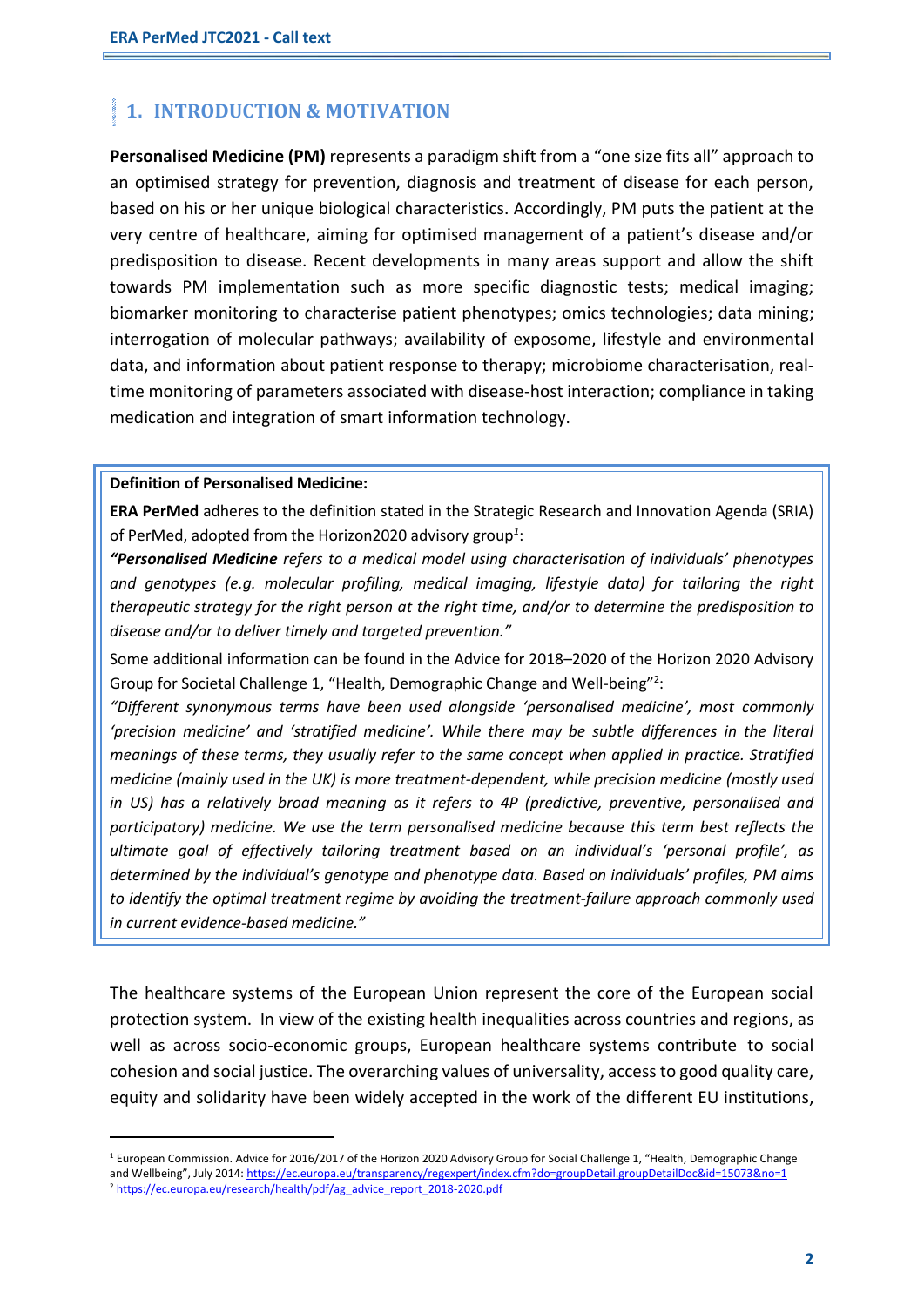# 1. INTRODUCTION & MOTIVATION

**Personalised Medicine (PM)** represents a paradigm shift from a "one size fits all" approach to an optimised strategy for prevention, diagnosis and treatment of disease for each person, based on his or her unique biological characteristics. Accordingly, PM puts the patient at the very centre of healthcare, aiming for optimised management of a patient's disease and/or predisposition to disease. Recent developments in many areas support and allow the shift towards PM implementation such as more specific diagnostic tests; medical imaging; biomarker monitoring to characterise patient phenotypes; omics technologies; data mining; interrogation of molecular pathways; availability of exposome, lifestyle and environmental data, and information about patient response to therapy; microbiome characterisation, real-time monitoring of parameters associated with disease-host interaction; compliance in taking medication and integration of smart information technology.

> **Definition of Personalised Medicine:**
>
> **ERA PerMed** adheres to the definition stated in the Strategic Research and Innovation Agenda (SRIA) of PerMed, adopted from the Horizon2020 advisory group[1]:
>
> ***"Personalised Medicine** refers to a medical model using characterisation of individuals' phenotypes and genotypes (e.g. molecular profiling, medical imaging, lifestyle data) for tailoring the right therapeutic strategy for the right person at the right time, and/or to determine the predisposition to disease and/or to deliver timely and targeted prevention."*
>
> Some additional information can be found in the Advice for 2018–2020 of the Horizon 2020 Advisory Group for Societal Challenge 1, "Health, Demographic Change and Well-being"[2]:
>
> *"Different synonymous terms have been used alongside 'personalised medicine', most commonly 'precision medicine' and 'stratified medicine'. While there may be subtle differences in the literal meanings of these terms, they usually refer to the same concept when applied in practice. Stratified medicine (mainly used in the UK) is more treatment-dependent, while precision medicine (mostly used in US) has a relatively broad meaning as it refers to 4P (predictive, preventive, personalised and participatory) medicine. We use the term personalised medicine because this term best reflects the ultimate goal of effectively tailoring treatment based on an individual's 'personal profile', as determined by the individual's genotype and phenotype data. Based on individuals' profiles, PM aims to identify the optimal treatment regime by avoiding the treatment-failure approach commonly used in current evidence-based medicine."*

The healthcare systems of the European Union represent the core of the European social protection system. In view of the existing health inequalities across countries and regions, as well as across socio-economic groups, European healthcare systems contribute to social cohesion and social justice. The overarching values of universality, access to good quality care, equity and solidarity have been widely accepted in the work of the different EU institutions,

---

[1] European Commission. Advice for 2016/2017 of the Horizon 2020 Advisory Group for Social Challenge 1, "Health, Demographic Change and Wellbeing", July 2014: https://ec.europa.eu/transparency/regexpert/index.cfm?do=groupDetail.groupDetailDoc&id=15073&no=1

[2] https://ec.europa.eu/research/health/pdf/ag_advice_report_2018-2020.pdf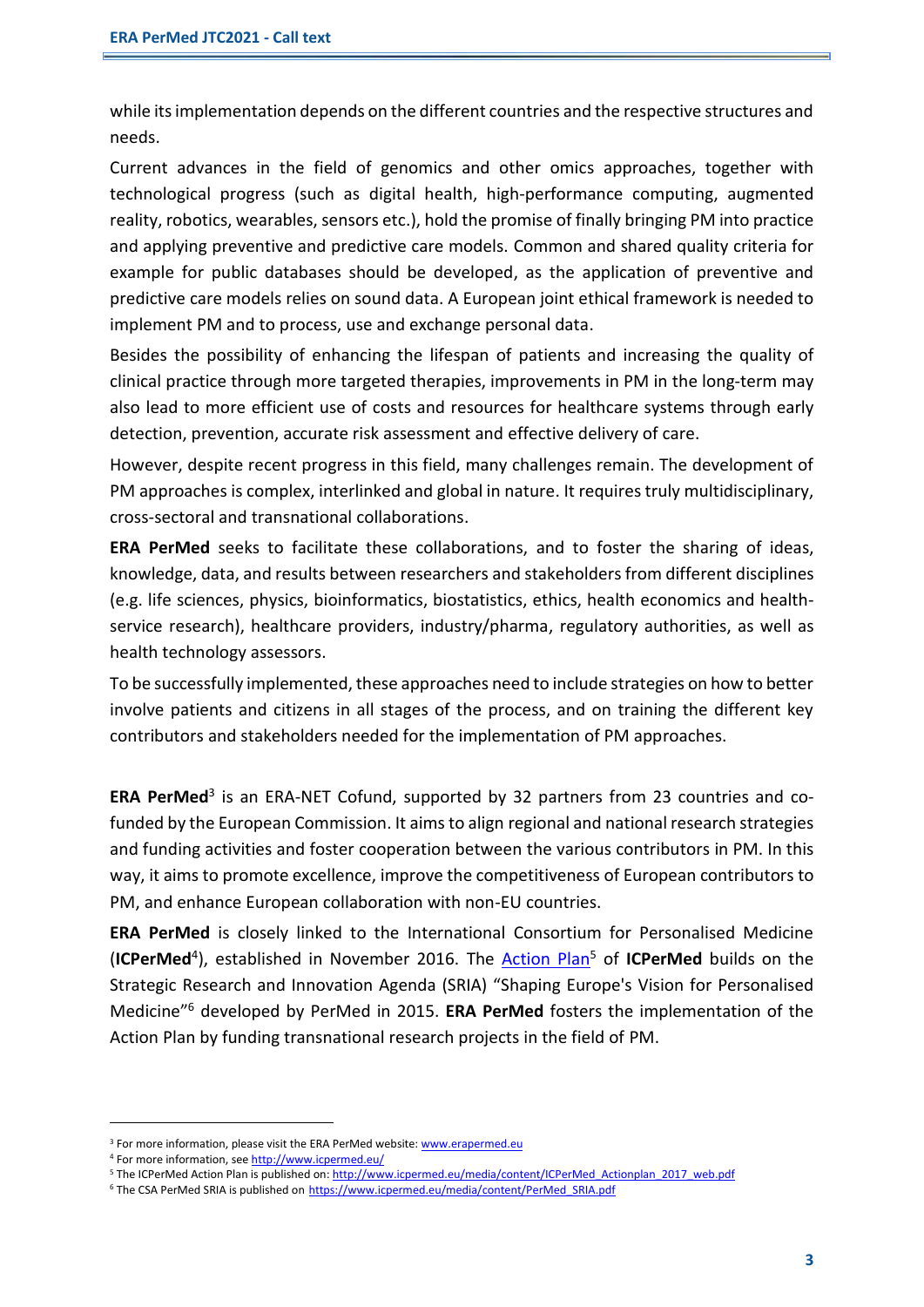while its implementation depends on the different countries and the respective structures and needs.

Current advances in the field of genomics and other omics approaches, together with technological progress (such as digital health, high-performance computing, augmented reality, robotics, wearables, sensors etc.), hold the promise of finally bringing PM into practice and applying preventive and predictive care models. Common and shared quality criteria for example for public databases should be developed, as the application of preventive and predictive care models relies on sound data. A European joint ethical framework is needed to implement PM and to process, use and exchange personal data.

Besides the possibility of enhancing the lifespan of patients and increasing the quality of clinical practice through more targeted therapies, improvements in PM in the long-term may also lead to more efficient use of costs and resources for healthcare systems through early detection, prevention, accurate risk assessment and effective delivery of care.

However, despite recent progress in this field, many challenges remain. The development of PM approaches is complex, interlinked and global in nature. It requires truly multidisciplinary, cross-sectoral and transnational collaborations.

**ERA PerMed** seeks to facilitate these collaborations, and to foster the sharing of ideas, knowledge, data, and results between researchers and stakeholders from different disciplines (e.g. life sciences, physics, bioinformatics, biostatistics, ethics, health economics and health-service research), healthcare providers, industry/pharma, regulatory authorities, as well as health technology assessors.

To be successfully implemented, these approaches need to include strategies on how to better involve patients and citizens in all stages of the process, and on training the different key contributors and stakeholders needed for the implementation of PM approaches.

**ERA PerMed**[3] is an ERA-NET Cofund, supported by 32 partners from 23 countries and co-funded by the European Commission. It aims to align regional and national research strategies and funding activities and foster cooperation between the various contributors in PM. In this way, it aims to promote excellence, improve the competitiveness of European contributors to PM, and enhance European collaboration with non-EU countries.

**ERA PerMed** is closely linked to the International Consortium for Personalised Medicine (**ICPerMed**[4]), established in November 2016. The [Action Plan](http://www.icpermed.eu/media/content/ICPerMed_Actionplan_2017_web.pdf)[5] of **ICPerMed** builds on the Strategic Research and Innovation Agenda (SRIA) "Shaping Europe's Vision for Personalised Medicine"[6] developed by PerMed in 2015. **ERA PerMed** fosters the implementation of the Action Plan by funding transnational research projects in the field of PM.

---

[3] For more information, please visit the ERA PerMed website: [www.erapermed.eu](http://www.erapermed.eu)

[4] For more information, see [http://www.icpermed.eu/](http://www.icpermed.eu/)

[5] The ICPerMed Action Plan is published on: [http://www.icpermed.eu/media/content/ICPerMed_Actionplan_2017_web.pdf](http://www.icpermed.eu/media/content/ICPerMed_Actionplan_2017_web.pdf)

[6] The CSA PerMed SRIA is published on [https://www.icpermed.eu/media/content/PerMed_SRIA.pdf](https://www.icpermed.eu/media/content/PerMed_SRIA.pdf)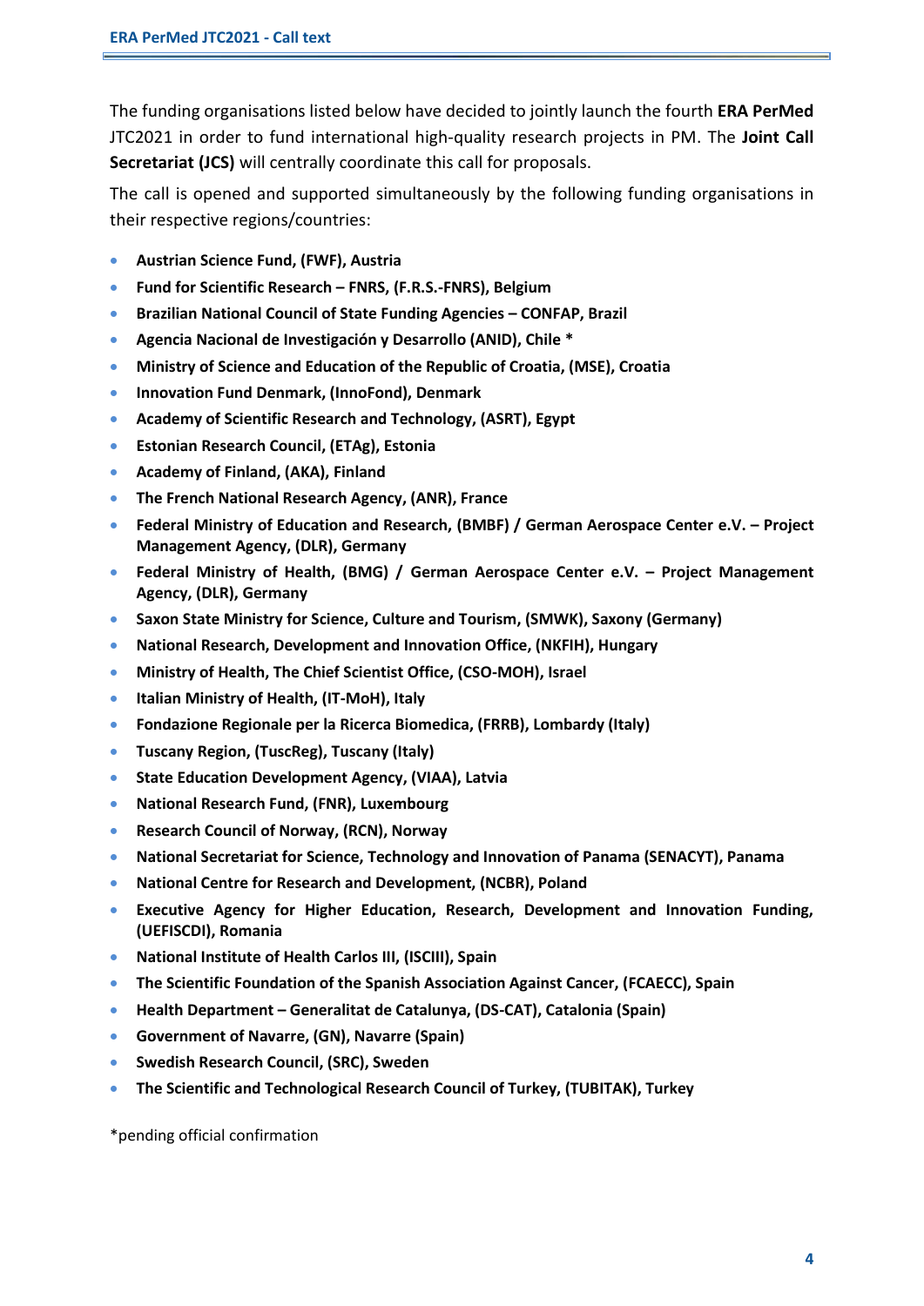The funding organisations listed below have decided to jointly launch the fourth **ERA PerMed** JTC2021 in order to fund international high-quality research projects in PM. The **Joint Call Secretariat (JCS)** will centrally coordinate this call for proposals.

The call is opened and supported simultaneously by the following funding organisations in their respective regions/countries:

- **Austrian Science Fund, (FWF), Austria**
- **Fund for Scientific Research – FNRS, (F.R.S.-FNRS), Belgium**
- **Brazilian National Council of State Funding Agencies – CONFAP, Brazil**
- **Agencia Nacional de Investigación y Desarrollo (ANID), Chile ***
- **Ministry of Science and Education of the Republic of Croatia, (MSE), Croatia**
- **Innovation Fund Denmark, (InnoFond), Denmark**
- **Academy of Scientific Research and Technology, (ASRT), Egypt**
- **Estonian Research Council, (ETAg), Estonia**
- **Academy of Finland, (AKA), Finland**
- **The French National Research Agency, (ANR), France**
- **Federal Ministry of Education and Research, (BMBF) / German Aerospace Center e.V. – Project Management Agency, (DLR), Germany**
- **Federal Ministry of Health, (BMG) / German Aerospace Center e.V. – Project Management Agency, (DLR), Germany**
- **Saxon State Ministry for Science, Culture and Tourism, (SMWK), Saxony (Germany)**
- **National Research, Development and Innovation Office, (NKFIH), Hungary**
- **Ministry of Health, The Chief Scientist Office, (CSO-MOH), Israel**
- **Italian Ministry of Health, (IT-MoH), Italy**
- **Fondazione Regionale per la Ricerca Biomedica, (FRRB), Lombardy (Italy)**
- **Tuscany Region, (TuscReg), Tuscany (Italy)**
- **State Education Development Agency, (VIAA), Latvia**
- **National Research Fund, (FNR), Luxembourg**
- **Research Council of Norway, (RCN), Norway**
- **National Secretariat for Science, Technology and Innovation of Panama (SENACYT), Panama**
- **National Centre for Research and Development, (NCBR), Poland**
- **Executive Agency for Higher Education, Research, Development and Innovation Funding, (UEFISCDI), Romania**
- **National Institute of Health Carlos III, (ISCIII), Spain**
- **The Scientific Foundation of the Spanish Association Against Cancer, (FCAECC), Spain**
- **Health Department – Generalitat de Catalunya, (DS-CAT), Catalonia (Spain)**
- **Government of Navarre, (GN), Navarre (Spain)**
- **Swedish Research Council, (SRC), Sweden**
- **The Scientific and Technological Research Council of Turkey, (TUBITAK), Turkey**

*pending official confirmation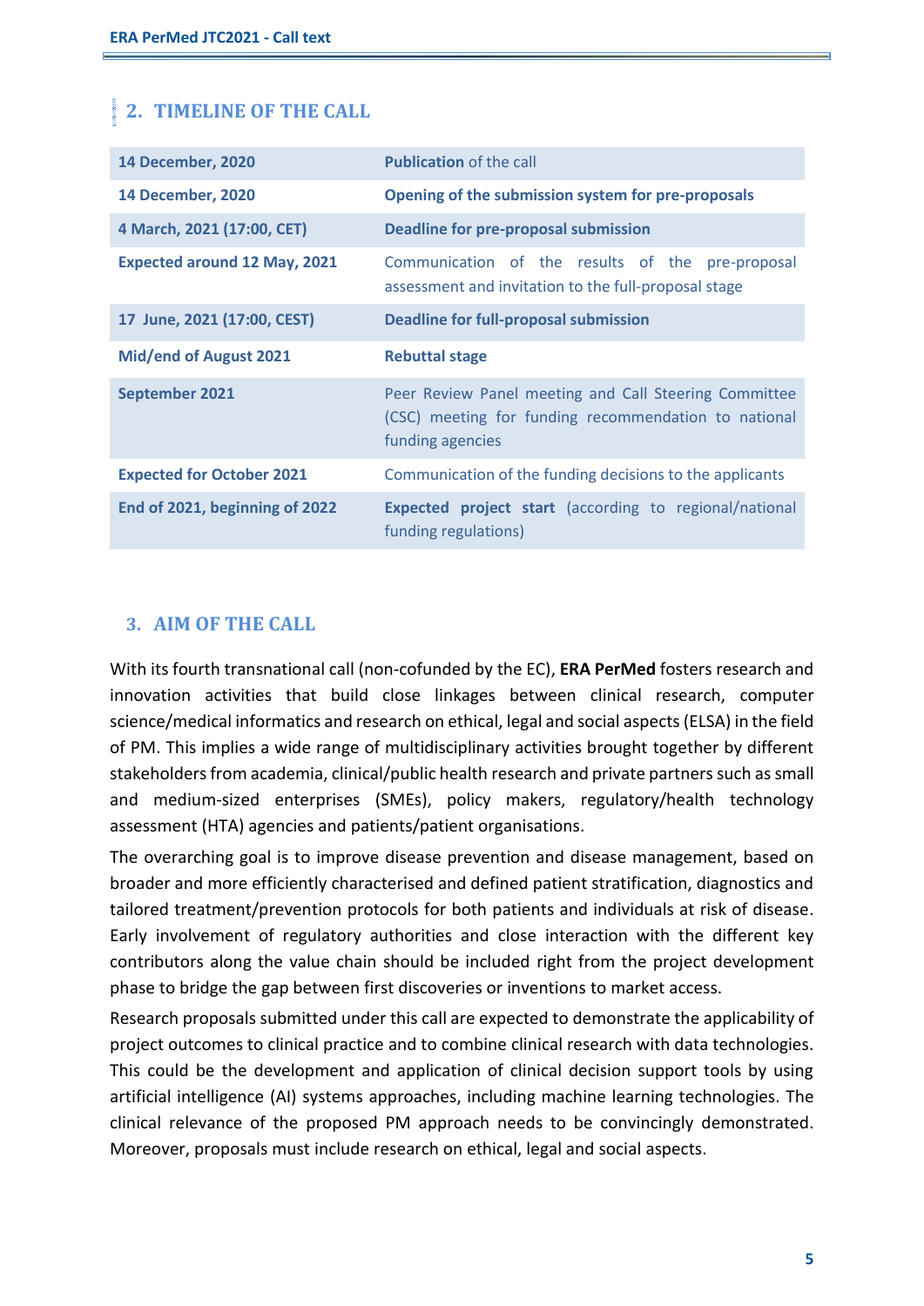## 2. TIMELINE OF THE CALL

| | |
|---|---|
| **14 December, 2020** | **Publication** of the call |
| **14 December, 2020** | **Opening of the submission system for pre-proposals** |
| **4 March, 2021 (17:00, CET)** | **Deadline for pre-proposal submission** |
| **Expected around 12 May, 2021** | Communication of the results of the pre-proposal assessment and invitation to the full-proposal stage |
| **17 June, 2021 (17:00, CEST)** | **Deadline for full-proposal submission** |
| **Mid/end of August 2021** | **Rebuttal stage** |
| **September 2021** | Peer Review Panel meeting and Call Steering Committee (CSC) meeting for funding recommendation to national funding agencies |
| **Expected for October 2021** | Communication of the funding decisions to the applicants |
| **End of 2021, beginning of 2022** | **Expected project start** (according to regional/national funding regulations) |

## 3. AIM OF THE CALL

With its fourth transnational call (non-cofunded by the EC), **ERA PerMed** fosters research and innovation activities that build close linkages between clinical research, computer science/medical informatics and research on ethical, legal and social aspects (ELSA) in the field of PM. This implies a wide range of multidisciplinary activities brought together by different stakeholders from academia, clinical/public health research and private partners such as small and medium-sized enterprises (SMEs), policy makers, regulatory/health technology assessment (HTA) agencies and patients/patient organisations.

The overarching goal is to improve disease prevention and disease management, based on broader and more efficiently characterised and defined patient stratification, diagnostics and tailored treatment/prevention protocols for both patients and individuals at risk of disease. Early involvement of regulatory authorities and close interaction with the different key contributors along the value chain should be included right from the project development phase to bridge the gap between first discoveries or inventions to market access.

Research proposals submitted under this call are expected to demonstrate the applicability of project outcomes to clinical practice and to combine clinical research with data technologies. This could be the development and application of clinical decision support tools by using artificial intelligence (AI) systems approaches, including machine learning technologies. The clinical relevance of the proposed PM approach needs to be convincingly demonstrated. Moreover, proposals must include research on ethical, legal and social aspects.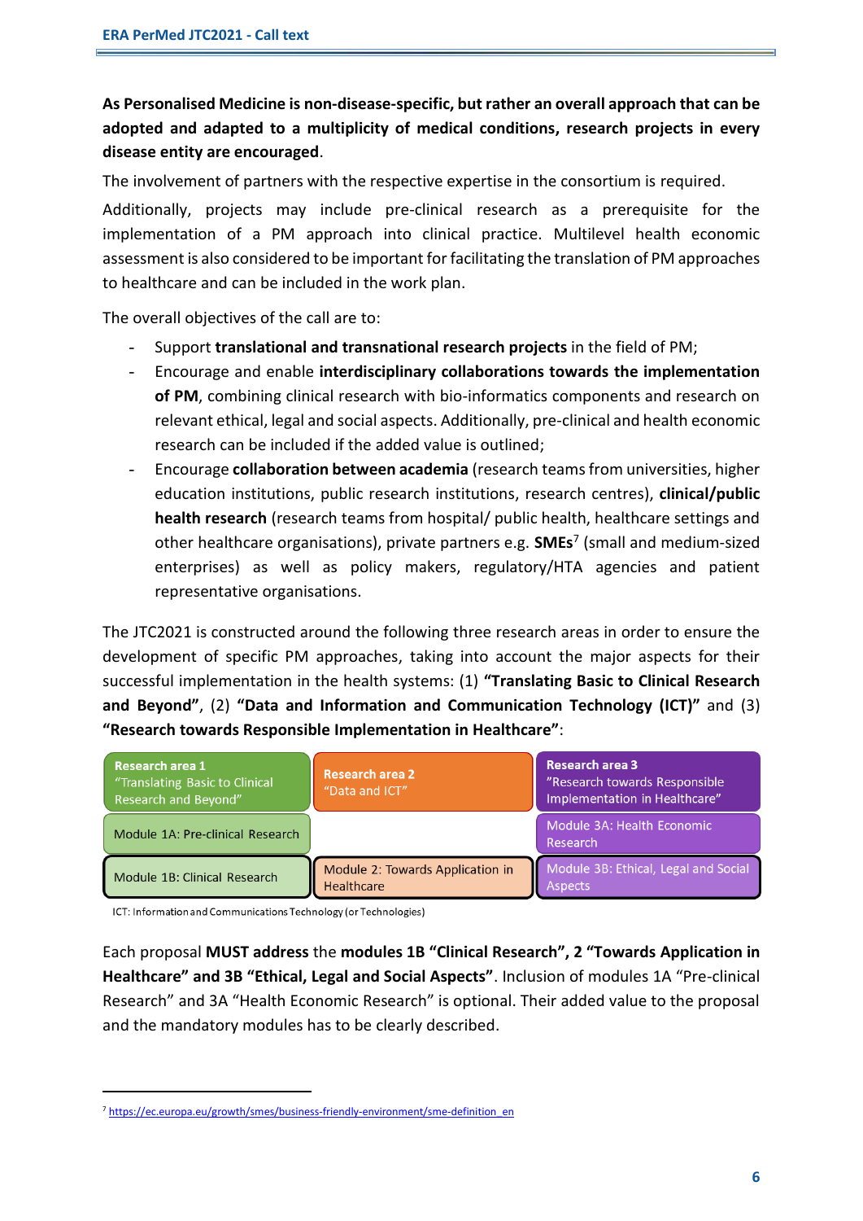**As Personalised Medicine is non-disease-specific, but rather an overall approach that can be adopted and adapted to a multiplicity of medical conditions, research projects in every disease entity are encouraged**.

The involvement of partners with the respective expertise in the consortium is required.

Additionally, projects may include pre-clinical research as a prerequisite for the implementation of a PM approach into clinical practice. Multilevel health economic assessment is also considered to be important for facilitating the translation of PM approaches to healthcare and can be included in the work plan.

The overall objectives of the call are to:

- Support **translational and transnational research projects** in the field of PM;
- Encourage and enable **interdisciplinary collaborations towards the implementation of PM**, combining clinical research with bio-informatics components and research on relevant ethical, legal and social aspects. Additionally, pre-clinical and health economic research can be included if the added value is outlined;
- Encourage **collaboration between academia** (research teams from universities, higher education institutions, public research institutions, research centres), **clinical/public health research** (research teams from hospital/ public health, healthcare settings and other healthcare organisations), private partners e.g. **SMEs**[7] (small and medium-sized enterprises) as well as policy makers, regulatory/HTA agencies and patient representative organisations.

The JTC2021 is constructed around the following three research areas in order to ensure the development of specific PM approaches, taking into account the major aspects for their successful implementation in the health systems: (1) **"Translating Basic to Clinical Research and Beyond"**, (2) **"Data and Information and Communication Technology (ICT)"** and (3) **"Research towards Responsible Implementation in Healthcare"**:

| Research area 1 "Translating Basic to Clinical Research and Beyond" | Research area 2 "Data and ICT" | Research area 3 "Research towards Responsible Implementation in Healthcare" |
|---|---|---|
| Module 1A: Pre-clinical Research | | Module 3A: Health Economic Research |
| Module 1B: Clinical Research | Module 2: Towards Application in Healthcare | Module 3B: Ethical, Legal and Social Aspects |

ICT: Information and Communications Technology (or Technologies)

Each proposal **MUST address** the **modules 1B "Clinical Research", 2 "Towards Application in Healthcare" and 3B "Ethical, Legal and Social Aspects"**. Inclusion of modules 1A "Pre-clinical Research" and 3A "Health Economic Research" is optional. Their added value to the proposal and the mandatory modules has to be clearly described.

[7] https://ec.europa.eu/growth/smes/business-friendly-environment/sme-definition_en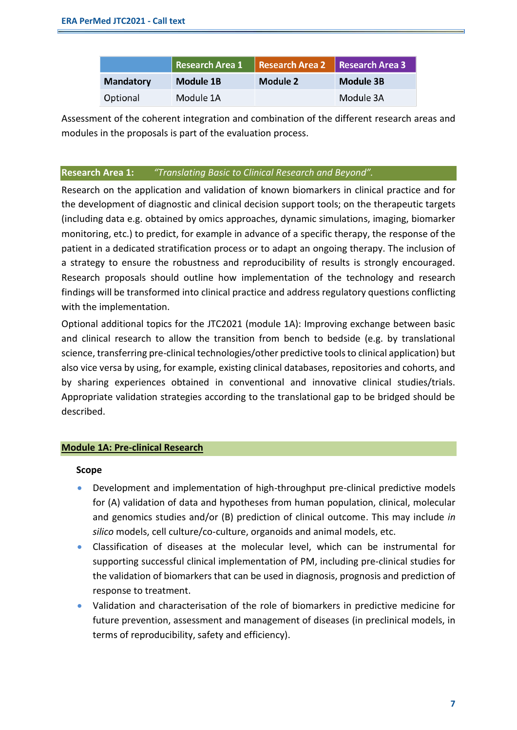| | Research Area 1 | Research Area 2 | Research Area 3 |
|---|---|---|---|
| **Mandatory** | **Module 1B** | **Module 2** | **Module 3B** |
| Optional | Module 1A | | Module 3A |

Assessment of the coherent integration and combination of the different research areas and modules in the proposals is part of the evaluation process.

## Research Area 1: *"Translating Basic to Clinical Research and Beyond".*

Research on the application and validation of known biomarkers in clinical practice and for the development of diagnostic and clinical decision support tools; on the therapeutic targets (including data e.g. obtained by omics approaches, dynamic simulations, imaging, biomarker monitoring, etc.) to predict, for example in advance of a specific therapy, the response of the patient in a dedicated stratification process or to adapt an ongoing therapy. The inclusion of a strategy to ensure the robustness and reproducibility of results is strongly encouraged. Research proposals should outline how implementation of the technology and research findings will be transformed into clinical practice and address regulatory questions conflicting with the implementation.

Optional additional topics for the JTC2021 (module 1A): Improving exchange between basic and clinical research to allow the transition from bench to bedside (e.g. by translational science, transferring pre-clinical technologies/other predictive tools to clinical application) but also vice versa by using, for example, existing clinical databases, repositories and cohorts, and by sharing experiences obtained in conventional and innovative clinical studies/trials. Appropriate validation strategies according to the translational gap to be bridged should be described.

### Module 1A: Pre-clinical Research

**Scope**

- Development and implementation of high-throughput pre-clinical predictive models for (A) validation of data and hypotheses from human population, clinical, molecular and genomics studies and/or (B) prediction of clinical outcome. This may include *in silico* models, cell culture/co-culture, organoids and animal models, etc.
- Classification of diseases at the molecular level, which can be instrumental for supporting successful clinical implementation of PM, including pre-clinical studies for the validation of biomarkers that can be used in diagnosis, prognosis and prediction of response to treatment.
- Validation and characterisation of the role of biomarkers in predictive medicine for future prevention, assessment and management of diseases (in preclinical models, in terms of reproducibility, safety and efficiency).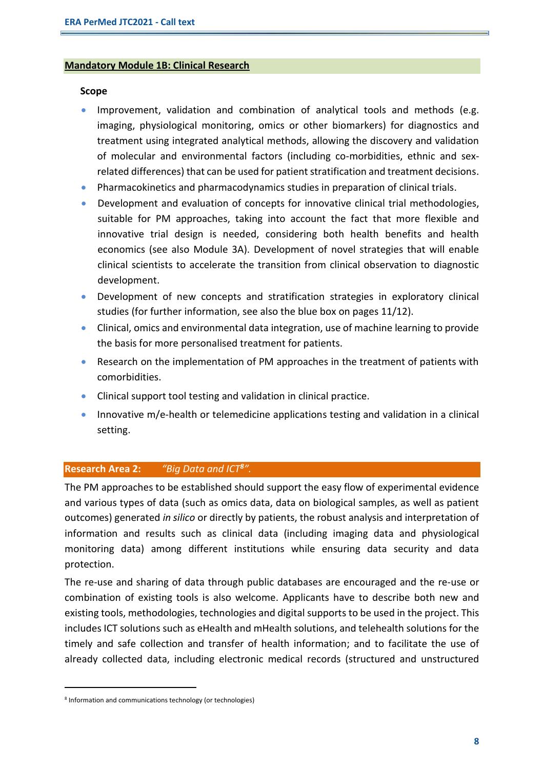## Mandatory Module 1B: Clinical Research

**Scope**

- Improvement, validation and combination of analytical tools and methods (e.g. imaging, physiological monitoring, omics or other biomarkers) for diagnostics and treatment using integrated analytical methods, allowing the discovery and validation of molecular and environmental factors (including co-morbidities, ethnic and sex-related differences) that can be used for patient stratification and treatment decisions.
- Pharmacokinetics and pharmacodynamics studies in preparation of clinical trials.
- Development and evaluation of concepts for innovative clinical trial methodologies, suitable for PM approaches, taking into account the fact that more flexible and innovative trial design is needed, considering both health benefits and health economics (see also Module 3A). Development of novel strategies that will enable clinical scientists to accelerate the transition from clinical observation to diagnostic development.
- Development of new concepts and stratification strategies in exploratory clinical studies (for further information, see also the blue box on pages 11/12).
- Clinical, omics and environmental data integration, use of machine learning to provide the basis for more personalised treatment for patients.
- Research on the implementation of PM approaches in the treatment of patients with comorbidities.
- Clinical support tool testing and validation in clinical practice.
- Innovative m/e-health or telemedicine applications testing and validation in a clinical setting.

## Research Area 2: *"Big Data and ICT[8]".*

The PM approaches to be established should support the easy flow of experimental evidence and various types of data (such as omics data, data on biological samples, as well as patient outcomes) generated *in silico* or directly by patients, the robust analysis and interpretation of information and results such as clinical data (including imaging data and physiological monitoring data) among different institutions while ensuring data security and data protection.

The re-use and sharing of data through public databases are encouraged and the re-use or combination of existing tools is also welcome. Applicants have to describe both new and existing tools, methodologies, technologies and digital supports to be used in the project. This includes ICT solutions such as eHealth and mHealth solutions, and telehealth solutions for the timely and safe collection and transfer of health information; and to facilitate the use of already collected data, including electronic medical records (structured and unstructured

---

[8] Information and communications technology (or technologies)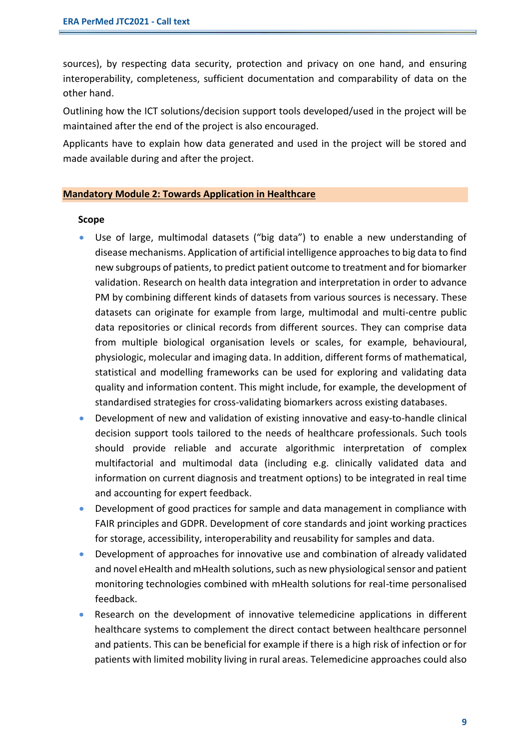sources), by respecting data security, protection and privacy on one hand, and ensuring interoperability, completeness, sufficient documentation and comparability of data on the other hand.

Outlining how the ICT solutions/decision support tools developed/used in the project will be maintained after the end of the project is also encouraged.

Applicants have to explain how data generated and used in the project will be stored and made available during and after the project.

## Mandatory Module 2: Towards Application in Healthcare

**Scope**

- Use of large, multimodal datasets ("big data") to enable a new understanding of disease mechanisms. Application of artificial intelligence approaches to big data to find new subgroups of patients, to predict patient outcome to treatment and for biomarker validation. Research on health data integration and interpretation in order to advance PM by combining different kinds of datasets from various sources is necessary. These datasets can originate for example from large, multimodal and multi-centre public data repositories or clinical records from different sources. They can comprise data from multiple biological organisation levels or scales, for example, behavioural, physiologic, molecular and imaging data. In addition, different forms of mathematical, statistical and modelling frameworks can be used for exploring and validating data quality and information content. This might include, for example, the development of standardised strategies for cross-validating biomarkers across existing databases.
- Development of new and validation of existing innovative and easy-to-handle clinical decision support tools tailored to the needs of healthcare professionals. Such tools should provide reliable and accurate algorithmic interpretation of complex multifactorial and multimodal data (including e.g. clinically validated data and information on current diagnosis and treatment options) to be integrated in real time and accounting for expert feedback.
- Development of good practices for sample and data management in compliance with FAIR principles and GDPR. Development of core standards and joint working practices for storage, accessibility, interoperability and reusability for samples and data.
- Development of approaches for innovative use and combination of already validated and novel eHealth and mHealth solutions, such as new physiological sensor and patient monitoring technologies combined with mHealth solutions for real-time personalised feedback.
- Research on the development of innovative telemedicine applications in different healthcare systems to complement the direct contact between healthcare personnel and patients. This can be beneficial for example if there is a high risk of infection or for patients with limited mobility living in rural areas. Telemedicine approaches could also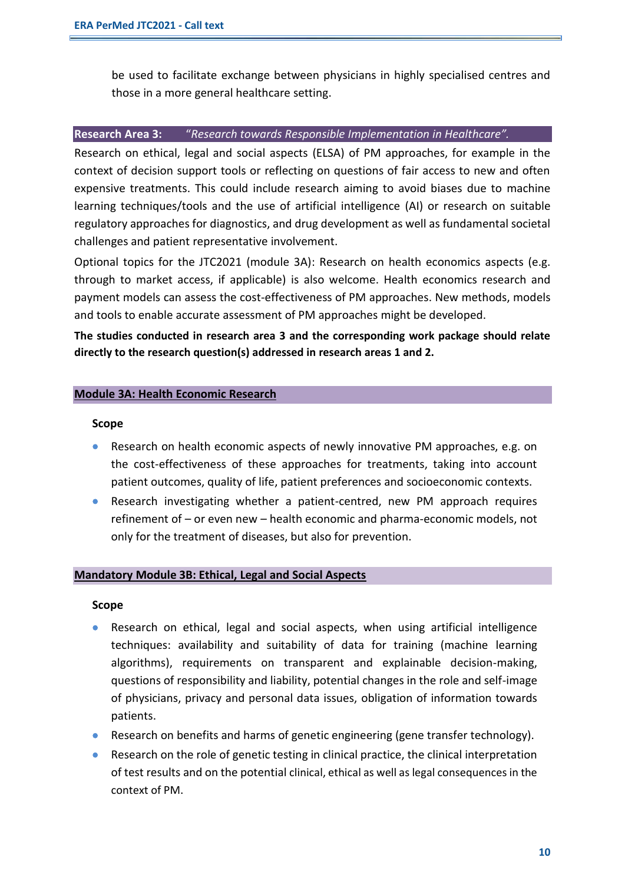be used to facilitate exchange between physicians in highly specialised centres and those in a more general healthcare setting.

## Research Area 3: *"Research towards Responsible Implementation in Healthcare".*

Research on ethical, legal and social aspects (ELSA) of PM approaches, for example in the context of decision support tools or reflecting on questions of fair access to new and often expensive treatments. This could include research aiming to avoid biases due to machine learning techniques/tools and the use of artificial intelligence (AI) or research on suitable regulatory approaches for diagnostics, and drug development as well as fundamental societal challenges and patient representative involvement.

Optional topics for the JTC2021 (module 3A): Research on health economics aspects (e.g. through to market access, if applicable) is also welcome. Health economics research and payment models can assess the cost-effectiveness of PM approaches. New methods, models and tools to enable accurate assessment of PM approaches might be developed.

**The studies conducted in research area 3 and the corresponding work package should relate directly to the research question(s) addressed in research areas 1 and 2.**

### Module 3A: Health Economic Research

**Scope**

- Research on health economic aspects of newly innovative PM approaches, e.g. on the cost-effectiveness of these approaches for treatments, taking into account patient outcomes, quality of life, patient preferences and socioeconomic contexts.
- Research investigating whether a patient-centred, new PM approach requires refinement of – or even new – health economic and pharma-economic models, not only for the treatment of diseases, but also for prevention.

### Mandatory Module 3B: Ethical, Legal and Social Aspects

**Scope**

- Research on ethical, legal and social aspects, when using artificial intelligence techniques: availability and suitability of data for training (machine learning algorithms), requirements on transparent and explainable decision-making, questions of responsibility and liability, potential changes in the role and self-image of physicians, privacy and personal data issues, obligation of information towards patients.
- Research on benefits and harms of genetic engineering (gene transfer technology).
- Research on the role of genetic testing in clinical practice, the clinical interpretation of test results and on the potential clinical, ethical as well as legal consequences in the context of PM.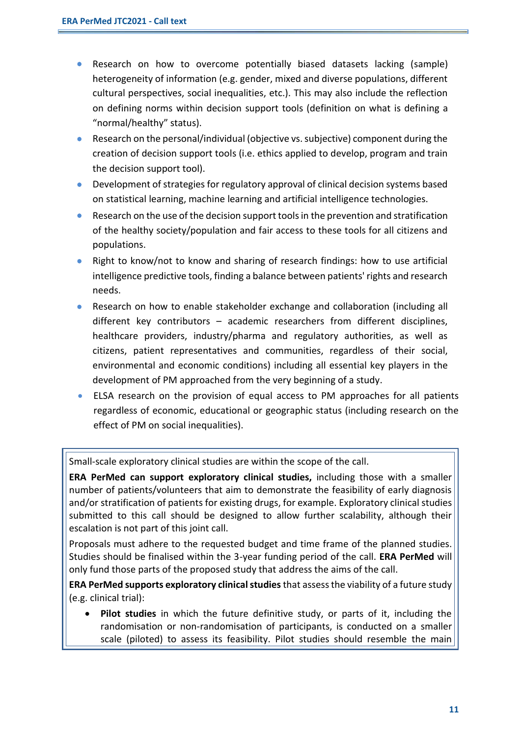- Research on how to overcome potentially biased datasets lacking (sample) heterogeneity of information (e.g. gender, mixed and diverse populations, different cultural perspectives, social inequalities, etc.). This may also include the reflection on defining norms within decision support tools (definition on what is defining a "normal/healthy" status).
- Research on the personal/individual (objective vs. subjective) component during the creation of decision support tools (i.e. ethics applied to develop, program and train the decision support tool).
- Development of strategies for regulatory approval of clinical decision systems based on statistical learning, machine learning and artificial intelligence technologies.
- Research on the use of the decision support tools in the prevention and stratification of the healthy society/population and fair access to these tools for all citizens and populations.
- Right to know/not to know and sharing of research findings: how to use artificial intelligence predictive tools, finding a balance between patients' rights and research needs.
- Research on how to enable stakeholder exchange and collaboration (including all different key contributors – academic researchers from different disciplines, healthcare providers, industry/pharma and regulatory authorities, as well as citizens, patient representatives and communities, regardless of their social, environmental and economic conditions) including all essential key players in the development of PM approached from the very beginning of a study.
- ELSA research on the provision of equal access to PM approaches for all patients regardless of economic, educational or geographic status (including research on the effect of PM on social inequalities).

Small-scale exploratory clinical studies are within the scope of the call.

**ERA PerMed can support exploratory clinical studies,** including those with a smaller number of patients/volunteers that aim to demonstrate the feasibility of early diagnosis and/or stratification of patients for existing drugs, for example. Exploratory clinical studies submitted to this call should be designed to allow further scalability, although their escalation is not part of this joint call.

Proposals must adhere to the requested budget and time frame of the planned studies. Studies should be finalised within the 3-year funding period of the call. **ERA PerMed** will only fund those parts of the proposed study that address the aims of the call.

**ERA PerMed supports exploratory clinical studies** that assess the viability of a future study (e.g. clinical trial):

- **Pilot studies** in which the future definitive study, or parts of it, including the randomisation or non-randomisation of participants, is conducted on a smaller scale (piloted) to assess its feasibility. Pilot studies should resemble the main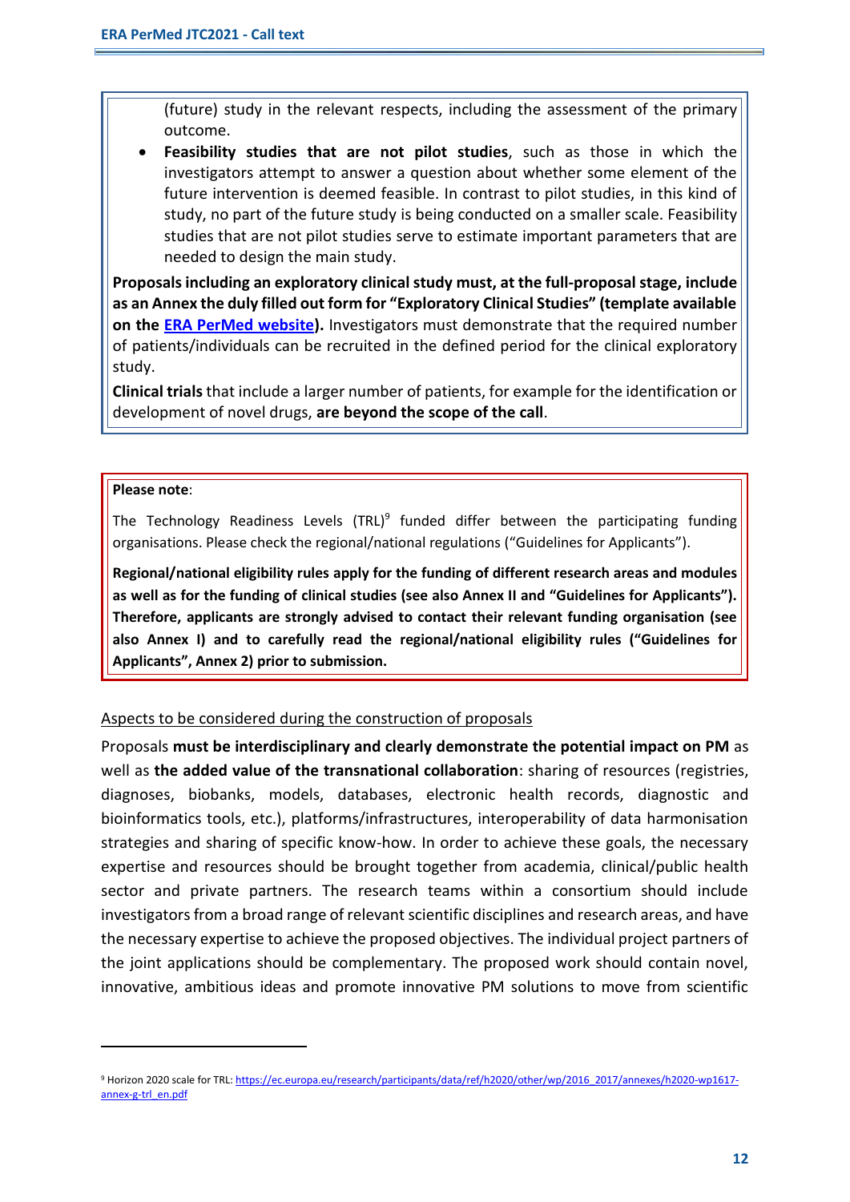(future) study in the relevant respects, including the assessment of the primary outcome.

- **Feasibility studies that are not pilot studies**, such as those in which the investigators attempt to answer a question about whether some element of the future intervention is deemed feasible. In contrast to pilot studies, in this kind of study, no part of the future study is being conducted on a smaller scale. Feasibility studies that are not pilot studies serve to estimate important parameters that are needed to design the main study.

**Proposals including an exploratory clinical study must, at the full-proposal stage, include as an Annex the duly filled out form for "Exploratory Clinical Studies" (template available on the [ERA PerMed website](ERA PerMed website)).** Investigators must demonstrate that the required number of patients/individuals can be recruited in the defined period for the clinical exploratory study.

**Clinical trials** that include a larger number of patients, for example for the identification or development of novel drugs, **are beyond the scope of the call**.

**Please note**:

The Technology Readiness Levels (TRL)[9] funded differ between the participating funding organisations. Please check the regional/national regulations ("Guidelines for Applicants").

**Regional/national eligibility rules apply for the funding of different research areas and modules as well as for the funding of clinical studies (see also Annex II and "Guidelines for Applicants"). Therefore, applicants are strongly advised to contact their relevant funding organisation (see also Annex I) and to carefully read the regional/national eligibility rules ("Guidelines for Applicants", Annex 2) prior to submission.**

Aspects to be considered during the construction of proposals

Proposals **must be interdisciplinary and clearly demonstrate the potential impact on PM** as well as **the added value of the transnational collaboration**: sharing of resources (registries, diagnoses, biobanks, models, databases, electronic health records, diagnostic and bioinformatics tools, etc.), platforms/infrastructures, interoperability of data harmonisation strategies and sharing of specific know-how. In order to achieve these goals, the necessary expertise and resources should be brought together from academia, clinical/public health sector and private partners. The research teams within a consortium should include investigators from a broad range of relevant scientific disciplines and research areas, and have the necessary expertise to achieve the proposed objectives. The individual project partners of the joint applications should be complementary. The proposed work should contain novel, innovative, ambitious ideas and promote innovative PM solutions to move from scientific

---

[9] Horizon 2020 scale for TRL: https://ec.europa.eu/research/participants/data/ref/h2020/other/wp/2016_2017/annexes/h2020-wp1617-annex-g-trl_en.pdf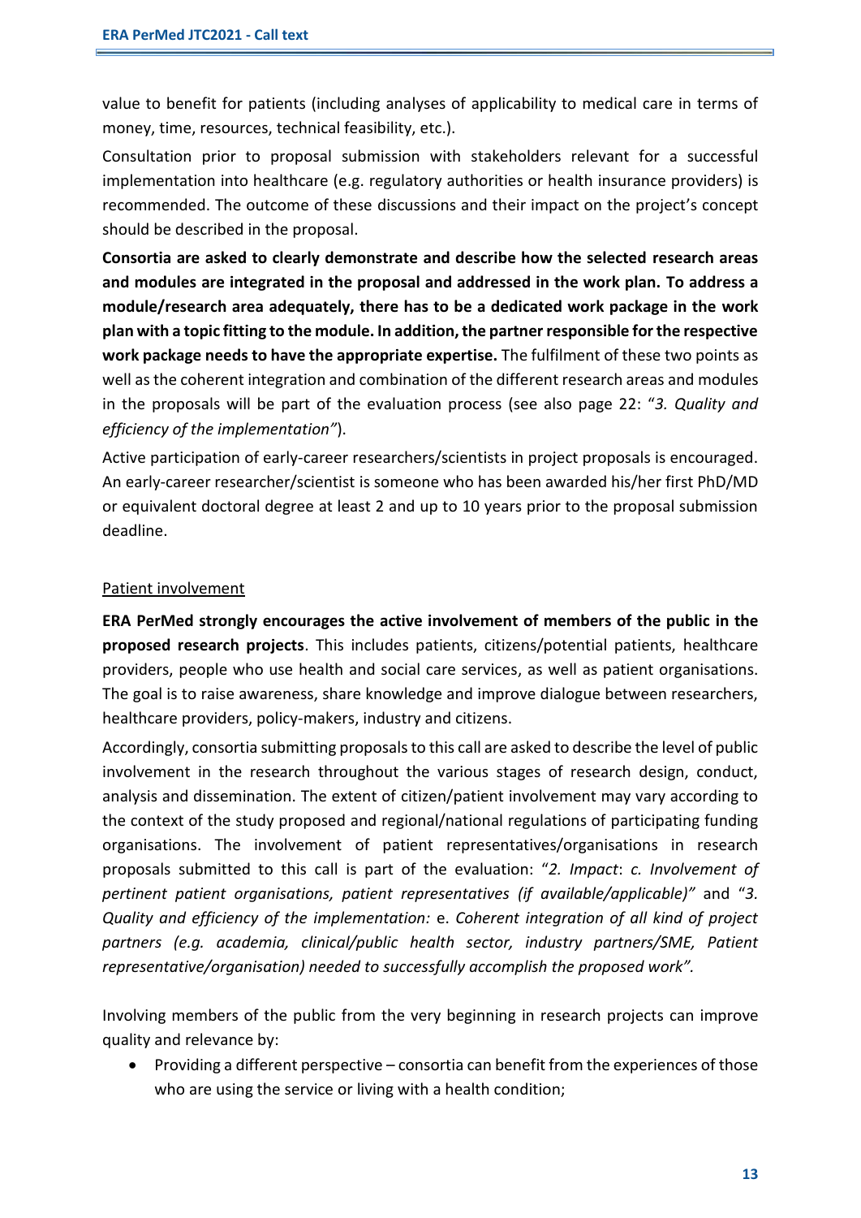value to benefit for patients (including analyses of applicability to medical care in terms of money, time, resources, technical feasibility, etc.).

Consultation prior to proposal submission with stakeholders relevant for a successful implementation into healthcare (e.g. regulatory authorities or health insurance providers) is recommended. The outcome of these discussions and their impact on the project's concept should be described in the proposal.

**Consortia are asked to clearly demonstrate and describe how the selected research areas and modules are integrated in the proposal and addressed in the work plan. To address a module/research area adequately, there has to be a dedicated work package in the work plan with a topic fitting to the module. In addition, the partner responsible for the respective work package needs to have the appropriate expertise.** The fulfilment of these two points as well as the coherent integration and combination of the different research areas and modules in the proposals will be part of the evaluation process (see also page 22: "*3. Quality and efficiency of the implementation"*).

Active participation of early-career researchers/scientists in project proposals is encouraged. An early-career researcher/scientist is someone who has been awarded his/her first PhD/MD or equivalent doctoral degree at least 2 and up to 10 years prior to the proposal submission deadline.

<u>Patient involvement</u>

**ERA PerMed strongly encourages the active involvement of members of the public in the proposed research projects**. This includes patients, citizens/potential patients, healthcare providers, people who use health and social care services, as well as patient organisations. The goal is to raise awareness, share knowledge and improve dialogue between researchers, healthcare providers, policy-makers, industry and citizens.

Accordingly, consortia submitting proposals to this call are asked to describe the level of public involvement in the research throughout the various stages of research design, conduct, analysis and dissemination. The extent of citizen/patient involvement may vary according to the context of the study proposed and regional/national regulations of participating funding organisations. The involvement of patient representatives/organisations in research proposals submitted to this call is part of the evaluation: "*2. Impact*: *c. Involvement of pertinent patient organisations, patient representatives (if available/applicable)"* and "*3. Quality and efficiency of the implementation:* e. *Coherent integration of all kind of project partners (e.g. academia, clinical/public health sector, industry partners/SME, Patient representative/organisation) needed to successfully accomplish the proposed work".*

Involving members of the public from the very beginning in research projects can improve quality and relevance by:

- Providing a different perspective – consortia can benefit from the experiences of those who are using the service or living with a health condition;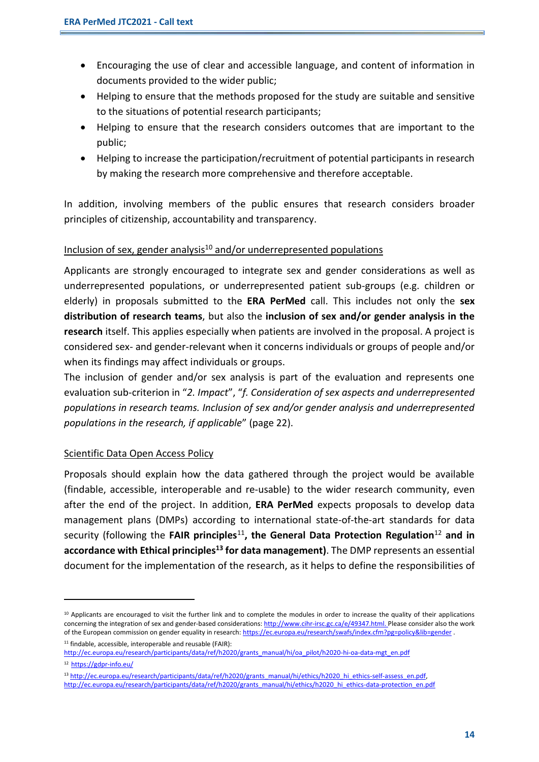- Encouraging the use of clear and accessible language, and content of information in documents provided to the wider public;
- Helping to ensure that the methods proposed for the study are suitable and sensitive to the situations of potential research participants;
- Helping to ensure that the research considers outcomes that are important to the public;
- Helping to increase the participation/recruitment of potential participants in research by making the research more comprehensive and therefore acceptable.

In addition, involving members of the public ensures that research considers broader principles of citizenship, accountability and transparency.

Inclusion of sex, gender analysis[10] and/or underrepresented populations

Applicants are strongly encouraged to integrate sex and gender considerations as well as underrepresented populations, or underrepresented patient sub-groups (e.g. children or elderly) in proposals submitted to the **ERA PerMed** call. This includes not only the **sex distribution of research teams**, but also the **inclusion of sex and/or gender analysis in the research** itself. This applies especially when patients are involved in the proposal. A project is considered sex- and gender-relevant when it concerns individuals or groups of people and/or when its findings may affect individuals or groups.

The inclusion of gender and/or sex analysis is part of the evaluation and represents one evaluation sub-criterion in "*2. Impact*", "*f. Consideration of sex aspects and underrepresented populations in research teams. Inclusion of sex and/or gender analysis and underrepresented populations in the research, if applicable*" (page 22).

Scientific Data Open Access Policy

Proposals should explain how the data gathered through the project would be available (findable, accessible, interoperable and re-usable) to the wider research community, even after the end of the project. In addition, **ERA PerMed** expects proposals to develop data management plans (DMPs) according to international state-of-the-art standards for data security (following the **FAIR principles**[11]**, the General Data Protection Regulation**[12] **and in accordance with Ethical principles**[13] **for data management)**. The DMP represents an essential document for the implementation of the research, as it helps to define the responsibilities of

---

[10] Applicants are encouraged to visit the further link and to complete the modules in order to increase the quality of their applications concerning the integration of sex and gender-based considerations: http://www.cihr-irsc.gc.ca/e/49347.html. Please consider also the work of the European commission on gender equality in research: https://ec.europa.eu/research/swafs/index.cfm?pg=policy&lib=gender .

[11] findable, accessible, interoperable and reusable (FAIR): http://ec.europa.eu/research/participants/data/ref/h2020/grants_manual/hi/oa_pilot/h2020-hi-oa-data-mgt_en.pdf

[12] https://gdpr-info.eu/

[13] http://ec.europa.eu/research/participants/data/ref/h2020/grants_manual/hi/ethics/h2020_hi_ethics-self-assess_en.pdf, http://ec.europa.eu/research/participants/data/ref/h2020/grants_manual/hi/ethics/h2020_hi_ethics-data-protection_en.pdf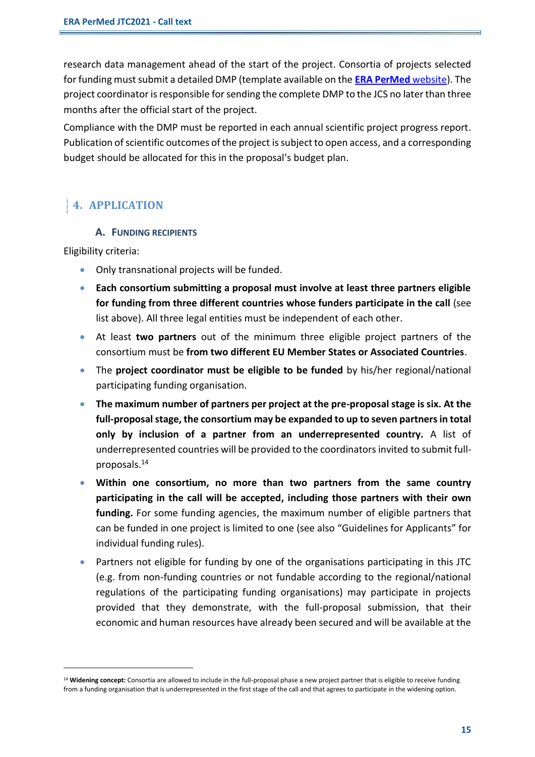research data management ahead of the start of the project. Consortia of projects selected for funding must submit a detailed DMP (template available on the **ERA PerMed** website). The project coordinator is responsible for sending the complete DMP to the JCS no later than three months after the official start of the project.

Compliance with the DMP must be reported in each annual scientific project progress report. Publication of scientific outcomes of the project is subject to open access, and a corresponding budget should be allocated for this in the proposal's budget plan.

# 4. APPLICATION

## A. Funding recipients

Eligibility criteria:

- Only transnational projects will be funded.
- **Each consortium submitting a proposal must involve at least three partners eligible for funding from three different countries whose funders participate in the call** (see list above). All three legal entities must be independent of each other.
- At least **two partners** out of the minimum three eligible project partners of the consortium must be **from two different EU Member States or Associated Countries**.
- The **project coordinator must be eligible to be funded** by his/her regional/national participating funding organisation.
- **The maximum number of partners per project at the pre-proposal stage is six. At the full-proposal stage, the consortium may be expanded to up to seven partners in total only by inclusion of a partner from an underrepresented country.** A list of underrepresented countries will be provided to the coordinators invited to submit full-proposals.[14]
- **Within one consortium, no more than two partners from the same country participating in the call will be accepted, including those partners with their own funding.** For some funding agencies, the maximum number of eligible partners that can be funded in one project is limited to one (see also "Guidelines for Applicants" for individual funding rules).
- Partners not eligible for funding by one of the organisations participating in this JTC (e.g. from non-funding countries or not fundable according to the regional/national regulations of the participating funding organisations) may participate in projects provided that they demonstrate, with the full-proposal submission, that their economic and human resources have already been secured and will be available at the

[14] **Widening concept:** Consortia are allowed to include in the full-proposal phase a new project partner that is eligible to receive funding from a funding organisation that is underrepresented in the first stage of the call and that agrees to participate in the widening option.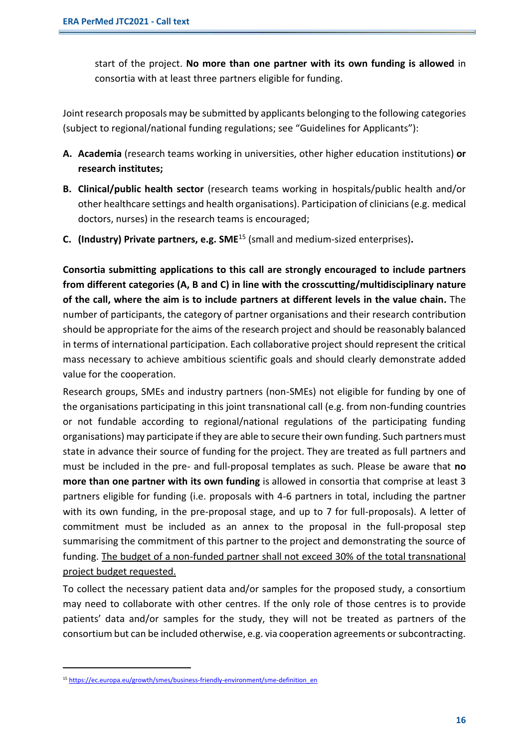start of the project. **No more than one partner with its own funding is allowed** in consortia with at least three partners eligible for funding.

Joint research proposals may be submitted by applicants belonging to the following categories (subject to regional/national funding regulations; see "Guidelines for Applicants"):

**A. Academia** (research teams working in universities, other higher education institutions) **or research institutes;**

**B. Clinical/public health sector** (research teams working in hospitals/public health and/or other healthcare settings and health organisations). Participation of clinicians (e.g. medical doctors, nurses) in the research teams is encouraged;

**C. (Industry) Private partners, e.g. SME**[15] (small and medium-sized enterprises)**.**

**Consortia submitting applications to this call are strongly encouraged to include partners from different categories (A, B and C) in line with the crosscutting/multidisciplinary nature of the call, where the aim is to include partners at different levels in the value chain.** The number of participants, the category of partner organisations and their research contribution should be appropriate for the aims of the research project and should be reasonably balanced in terms of international participation. Each collaborative project should represent the critical mass necessary to achieve ambitious scientific goals and should clearly demonstrate added value for the cooperation.

Research groups, SMEs and industry partners (non-SMEs) not eligible for funding by one of the organisations participating in this joint transnational call (e.g. from non-funding countries or not fundable according to regional/national regulations of the participating funding organisations) may participate if they are able to secure their own funding. Such partners must state in advance their source of funding for the project. They are treated as full partners and must be included in the pre- and full-proposal templates as such. Please be aware that **no more than one partner with its own funding** is allowed in consortia that comprise at least 3 partners eligible for funding (i.e. proposals with 4-6 partners in total, including the partner with its own funding, in the pre-proposal stage, and up to 7 for full-proposals). A letter of commitment must be included as an annex to the proposal in the full-proposal step summarising the commitment of this partner to the project and demonstrating the source of funding. <u>The budget of a non-funded partner shall not exceed 30% of the total transnational project budget requested.</u>

To collect the necessary patient data and/or samples for the proposed study, a consortium may need to collaborate with other centres. If the only role of those centres is to provide patients' data and/or samples for the study, they will not be treated as partners of the consortium but can be included otherwise, e.g. via cooperation agreements or subcontracting.

---

[15] https://ec.europa.eu/growth/smes/business-friendly-environment/sme-definition_en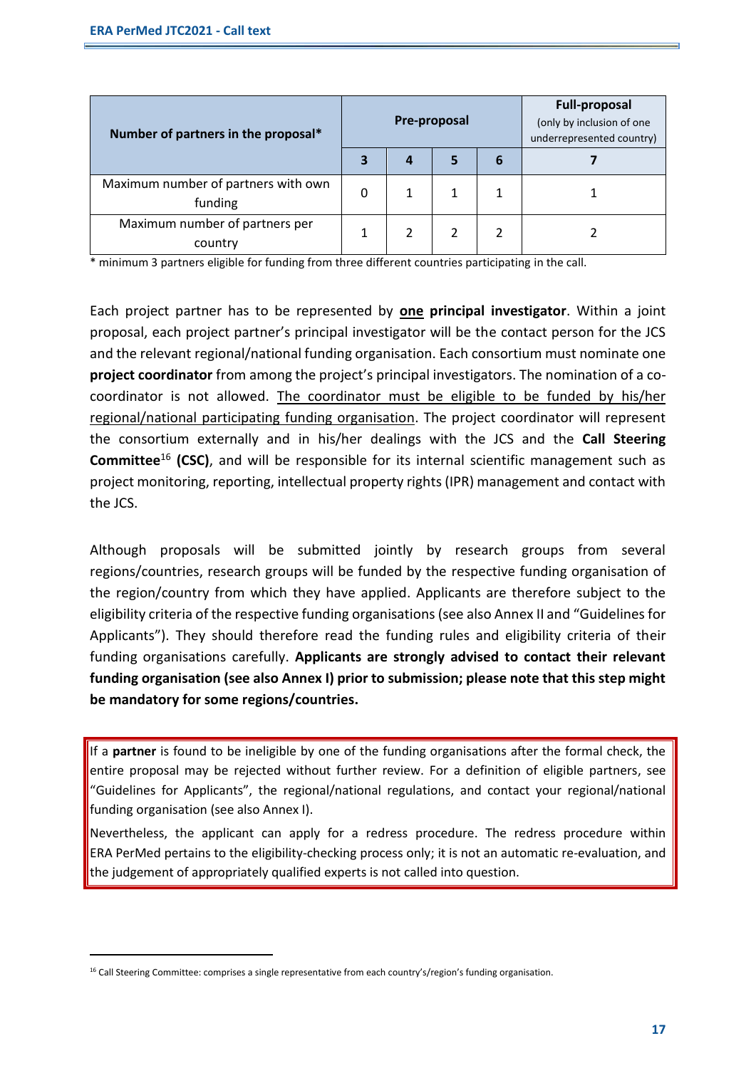| Number of partners in the proposal* | Pre-proposal | | | | Full-proposal (only by inclusion of one underrepresented country) |
|---|---|---|---|---|---|
| | 3 | 4 | 5 | 6 | 7 |
| Maximum number of partners with own funding | 0 | 1 | 1 | 1 | 1 |
| Maximum number of partners per country | 1 | 2 | 2 | 2 | 2 |

* minimum 3 partners eligible for funding from three different countries participating in the call.

Each project partner has to be represented by <u>**one**</u> **principal investigator**. Within a joint proposal, each project partner's principal investigator will be the contact person for the JCS and the relevant regional/national funding organisation. Each consortium must nominate one **project coordinator** from among the project's principal investigators. The nomination of a co-coordinator is not allowed. <u>The coordinator must be eligible to be funded by his/her regional/national participating funding organisation</u>. The project coordinator will represent the consortium externally and in his/her dealings with the JCS and the **Call Steering Committee**[16] **(CSC)**, and will be responsible for its internal scientific management such as project monitoring, reporting, intellectual property rights (IPR) management and contact with the JCS.

Although proposals will be submitted jointly by research groups from several regions/countries, research groups will be funded by the respective funding organisation of the region/country from which they have applied. Applicants are therefore subject to the eligibility criteria of the respective funding organisations (see also Annex II and "Guidelines for Applicants"). They should therefore read the funding rules and eligibility criteria of their funding organisations carefully. **Applicants are strongly advised to contact their relevant funding organisation (see also Annex I) prior to submission; please note that this step might be mandatory for some regions/countries.**

If a **partner** is found to be ineligible by one of the funding organisations after the formal check, the entire proposal may be rejected without further review. For a definition of eligible partners, see "Guidelines for Applicants", the regional/national regulations, and contact your regional/national funding organisation (see also Annex I).

Nevertheless, the applicant can apply for a redress procedure. The redress procedure within ERA PerMed pertains to the eligibility-checking process only; it is not an automatic re-evaluation, and the judgement of appropriately qualified experts is not called into question.

[16] Call Steering Committee: comprises a single representative from each country's/region's funding organisation.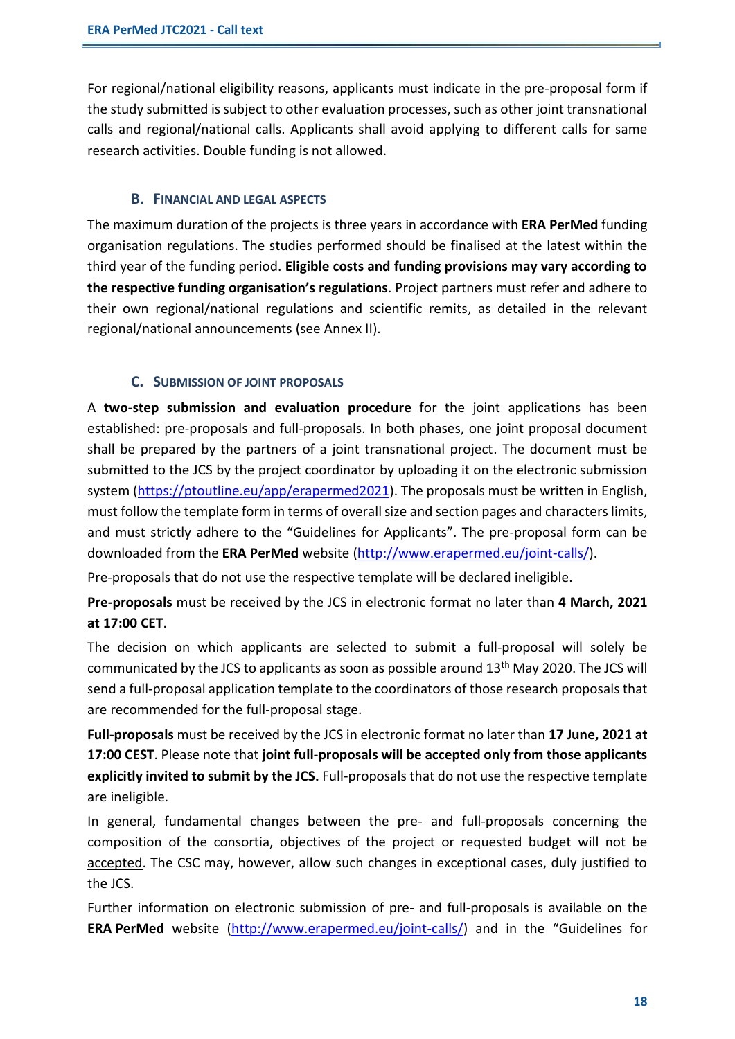For regional/national eligibility reasons, applicants must indicate in the pre-proposal form if the study submitted is subject to other evaluation processes, such as other joint transnational calls and regional/national calls. Applicants shall avoid applying to different calls for same research activities. Double funding is not allowed.

### B. Financial and legal aspects

The maximum duration of the projects is three years in accordance with **ERA PerMed** funding organisation regulations. The studies performed should be finalised at the latest within the third year of the funding period. **Eligible costs and funding provisions may vary according to the respective funding organisation's regulations**. Project partners must refer and adhere to their own regional/national regulations and scientific remits, as detailed in the relevant regional/national announcements (see Annex II).

### C. Submission of joint proposals

A **two-step submission and evaluation procedure** for the joint applications has been established: pre-proposals and full-proposals. In both phases, one joint proposal document shall be prepared by the partners of a joint transnational project. The document must be submitted to the JCS by the project coordinator by uploading it on the electronic submission system (https://ptoutline.eu/app/erapermed2021). The proposals must be written in English, must follow the template form in terms of overall size and section pages and characters limits, and must strictly adhere to the "Guidelines for Applicants". The pre-proposal form can be downloaded from the **ERA PerMed** website (http://www.erapermed.eu/joint-calls/).

Pre-proposals that do not use the respective template will be declared ineligible.

**Pre-proposals** must be received by the JCS in electronic format no later than **4 March, 2021 at 17:00 CET**.

The decision on which applicants are selected to submit a full-proposal will solely be communicated by the JCS to applicants as soon as possible around 13th May 2020. The JCS will send a full-proposal application template to the coordinators of those research proposals that are recommended for the full-proposal stage.

**Full-proposals** must be received by the JCS in electronic format no later than **17 June, 2021 at 17:00 CEST**. Please note that **joint full-proposals will be accepted only from those applicants explicitly invited to submit by the JCS.** Full-proposals that do not use the respective template are ineligible.

In general, fundamental changes between the pre- and full-proposals concerning the composition of the consortia, objectives of the project or requested budget will not be accepted. The CSC may, however, allow such changes in exceptional cases, duly justified to the JCS.

Further information on electronic submission of pre- and full-proposals is available on the **ERA PerMed** website (http://www.erapermed.eu/joint-calls/) and in the "Guidelines for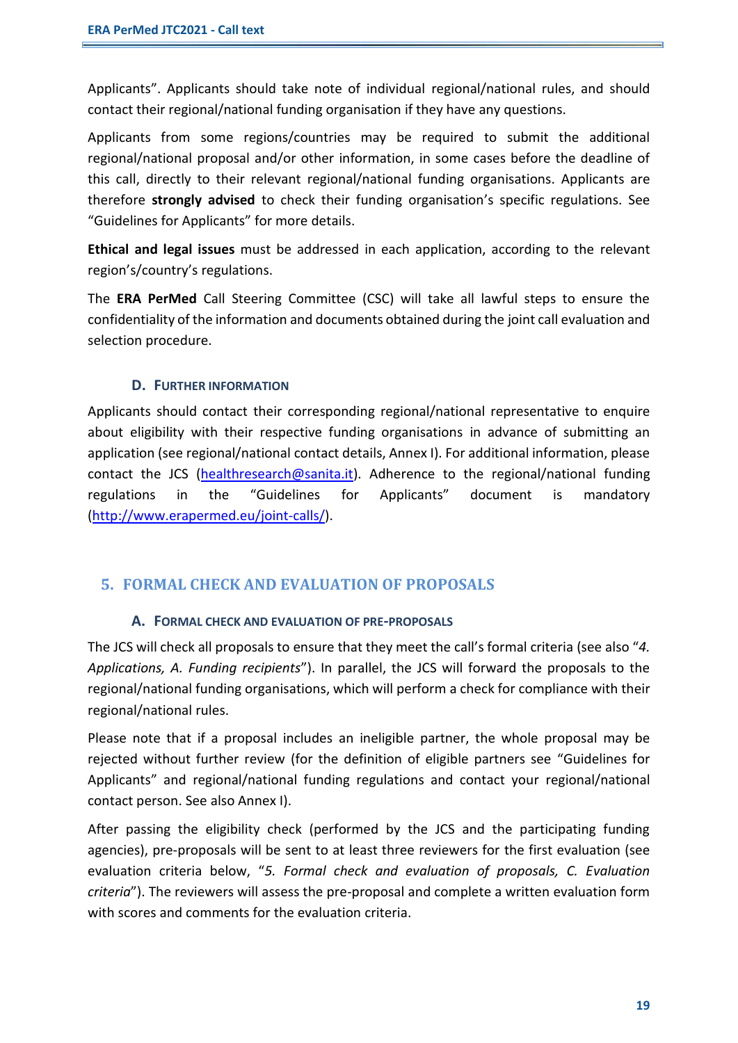Applicants". Applicants should take note of individual regional/national rules, and should contact their regional/national funding organisation if they have any questions.

Applicants from some regions/countries may be required to submit the additional regional/national proposal and/or other information, in some cases before the deadline of this call, directly to their relevant regional/national funding organisations. Applicants are therefore **strongly advised** to check their funding organisation's specific regulations. See "Guidelines for Applicants" for more details.

**Ethical and legal issues** must be addressed in each application, according to the relevant region's/country's regulations.

The **ERA PerMed** Call Steering Committee (CSC) will take all lawful steps to ensure the confidentiality of the information and documents obtained during the joint call evaluation and selection procedure.

### D. Further information

Applicants should contact their corresponding regional/national representative to enquire about eligibility with their respective funding organisations in advance of submitting an application (see regional/national contact details, Annex I). For additional information, please contact the JCS (healthresearch@sanita.it). Adherence to the regional/national funding regulations in the "Guidelines for Applicants" document is mandatory (http://www.erapermed.eu/joint-calls/).

## 5. FORMAL CHECK AND EVALUATION OF PROPOSALS

### A. Formal check and evaluation of pre-proposals

The JCS will check all proposals to ensure that they meet the call's formal criteria (see also "*4. Applications, A. Funding recipients*"). In parallel, the JCS will forward the proposals to the regional/national funding organisations, which will perform a check for compliance with their regional/national rules.

Please note that if a proposal includes an ineligible partner, the whole proposal may be rejected without further review (for the definition of eligible partners see "Guidelines for Applicants" and regional/national funding regulations and contact your regional/national contact person. See also Annex I).

After passing the eligibility check (performed by the JCS and the participating funding agencies), pre-proposals will be sent to at least three reviewers for the first evaluation (see evaluation criteria below, "*5. Formal check and evaluation of proposals, C. Evaluation criteria*"). The reviewers will assess the pre-proposal and complete a written evaluation form with scores and comments for the evaluation criteria.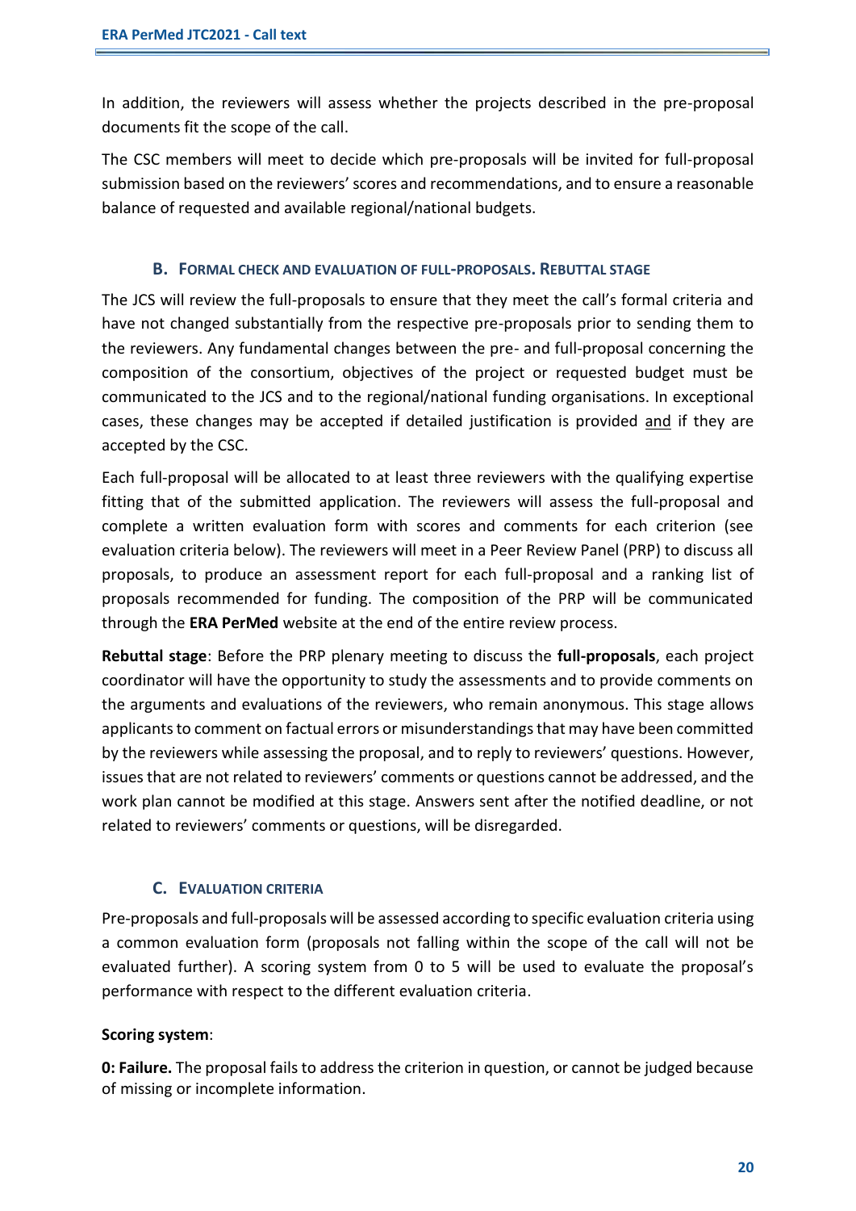In addition, the reviewers will assess whether the projects described in the pre-proposal documents fit the scope of the call.

The CSC members will meet to decide which pre-proposals will be invited for full-proposal submission based on the reviewers' scores and recommendations, and to ensure a reasonable balance of requested and available regional/national budgets.

### B. Formal check and evaluation of full-proposals. Rebuttal stage

The JCS will review the full-proposals to ensure that they meet the call's formal criteria and have not changed substantially from the respective pre-proposals prior to sending them to the reviewers. Any fundamental changes between the pre- and full-proposal concerning the composition of the consortium, objectives of the project or requested budget must be communicated to the JCS and to the regional/national funding organisations. In exceptional cases, these changes may be accepted if detailed justification is provided <u>and</u> if they are accepted by the CSC.

Each full-proposal will be allocated to at least three reviewers with the qualifying expertise fitting that of the submitted application. The reviewers will assess the full-proposal and complete a written evaluation form with scores and comments for each criterion (see evaluation criteria below). The reviewers will meet in a Peer Review Panel (PRP) to discuss all proposals, to produce an assessment report for each full-proposal and a ranking list of proposals recommended for funding. The composition of the PRP will be communicated through the **ERA PerMed** website at the end of the entire review process.

**Rebuttal stage**: Before the PRP plenary meeting to discuss the **full-proposals**, each project coordinator will have the opportunity to study the assessments and to provide comments on the arguments and evaluations of the reviewers, who remain anonymous. This stage allows applicants to comment on factual errors or misunderstandings that may have been committed by the reviewers while assessing the proposal, and to reply to reviewers' questions. However, issues that are not related to reviewers' comments or questions cannot be addressed, and the work plan cannot be modified at this stage. Answers sent after the notified deadline, or not related to reviewers' comments or questions, will be disregarded.

### C. Evaluation criteria

Pre-proposals and full-proposals will be assessed according to specific evaluation criteria using a common evaluation form (proposals not falling within the scope of the call will not be evaluated further). A scoring system from 0 to 5 will be used to evaluate the proposal's performance with respect to the different evaluation criteria.

**Scoring system**:

**0: Failure.** The proposal fails to address the criterion in question, or cannot be judged because of missing or incomplete information.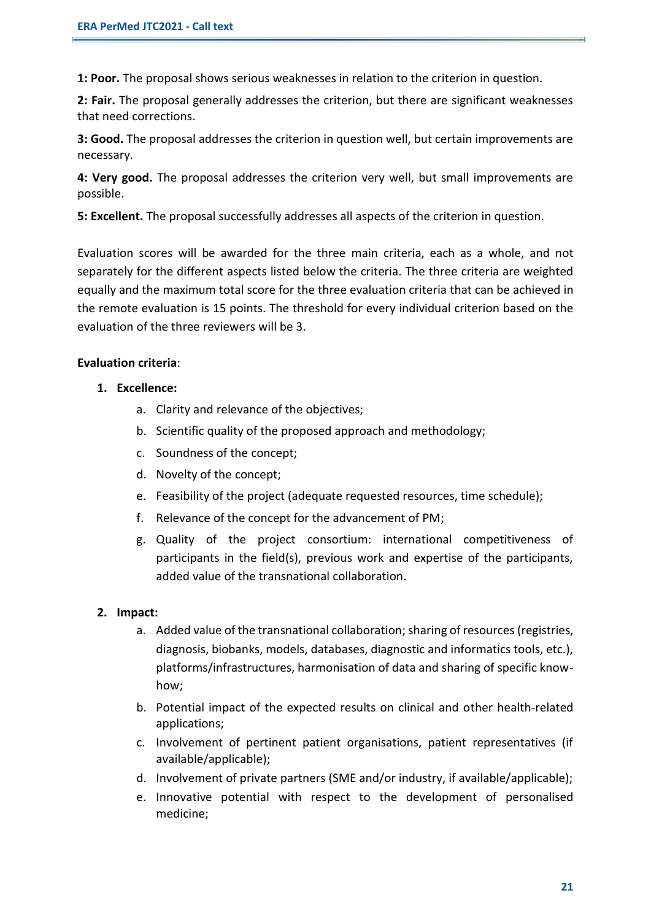**1: Poor.** The proposal shows serious weaknesses in relation to the criterion in question.

**2: Fair.** The proposal generally addresses the criterion, but there are significant weaknesses that need corrections.

**3: Good.** The proposal addresses the criterion in question well, but certain improvements are necessary.

**4: Very good.** The proposal addresses the criterion very well, but small improvements are possible.

**5: Excellent.** The proposal successfully addresses all aspects of the criterion in question.

Evaluation scores will be awarded for the three main criteria, each as a whole, and not separately for the different aspects listed below the criteria. The three criteria are weighted equally and the maximum total score for the three evaluation criteria that can be achieved in the remote evaluation is 15 points. The threshold for every individual criterion based on the evaluation of the three reviewers will be 3.

**Evaluation criteria**:

1. **Excellence:**
    a. Clarity and relevance of the objectives;
    b. Scientific quality of the proposed approach and methodology;
    c. Soundness of the concept;
    d. Novelty of the concept;
    e. Feasibility of the project (adequate requested resources, time schedule);
    f. Relevance of the concept for the advancement of PM;
    g. Quality of the project consortium: international competitiveness of participants in the field(s), previous work and expertise of the participants, added value of the transnational collaboration.

2. **Impact:**
    a. Added value of the transnational collaboration; sharing of resources (registries, diagnosis, biobanks, models, databases, diagnostic and informatics tools, etc.), platforms/infrastructures, harmonisation of data and sharing of specific know-how;
    b. Potential impact of the expected results on clinical and other health-related applications;
    c. Involvement of pertinent patient organisations, patient representatives (if available/applicable);
    d. Involvement of private partners (SME and/or industry, if available/applicable);
    e. Innovative potential with respect to the development of personalised medicine;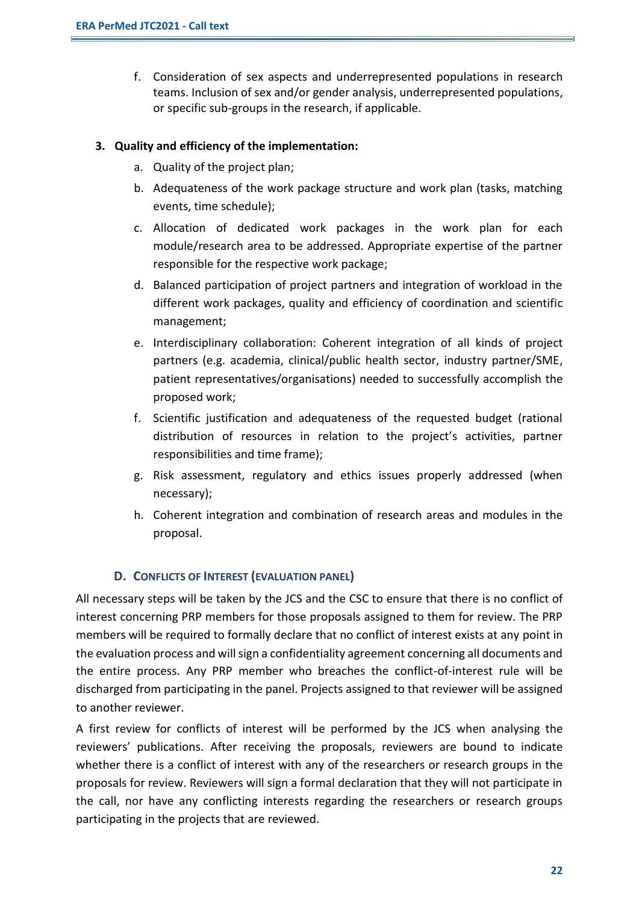f. Consideration of sex aspects and underrepresented populations in research teams. Inclusion of sex and/or gender analysis, underrepresented populations, or specific sub-groups in the research, if applicable.

3. **Quality and efficiency of the implementation:**
   a. Quality of the project plan;
   b. Adequateness of the work package structure and work plan (tasks, matching events, time schedule);
   c. Allocation of dedicated work packages in the work plan for each module/research area to be addressed. Appropriate expertise of the partner responsible for the respective work package;
   d. Balanced participation of project partners and integration of workload in the different work packages, quality and efficiency of coordination and scientific management;
   e. Interdisciplinary collaboration: Coherent integration of all kinds of project partners (e.g. academia, clinical/public health sector, industry partner/SME, patient representatives/organisations) needed to successfully accomplish the proposed work;
   f. Scientific justification and adequateness of the requested budget (rational distribution of resources in relation to the project's activities, partner responsibilities and time frame);
   g. Risk assessment, regulatory and ethics issues properly addressed (when necessary);
   h. Coherent integration and combination of research areas and modules in the proposal.

### D. Conflicts of Interest (evaluation panel)

All necessary steps will be taken by the JCS and the CSC to ensure that there is no conflict of interest concerning PRP members for those proposals assigned to them for review. The PRP members will be required to formally declare that no conflict of interest exists at any point in the evaluation process and will sign a confidentiality agreement concerning all documents and the entire process. Any PRP member who breaches the conflict-of-interest rule will be discharged from participating in the panel. Projects assigned to that reviewer will be assigned to another reviewer.

A first review for conflicts of interest will be performed by the JCS when analysing the reviewers' publications. After receiving the proposals, reviewers are bound to indicate whether there is a conflict of interest with any of the researchers or research groups in the proposals for review. Reviewers will sign a formal declaration that they will not participate in the call, nor have any conflicting interests regarding the researchers or research groups participating in the projects that are reviewed.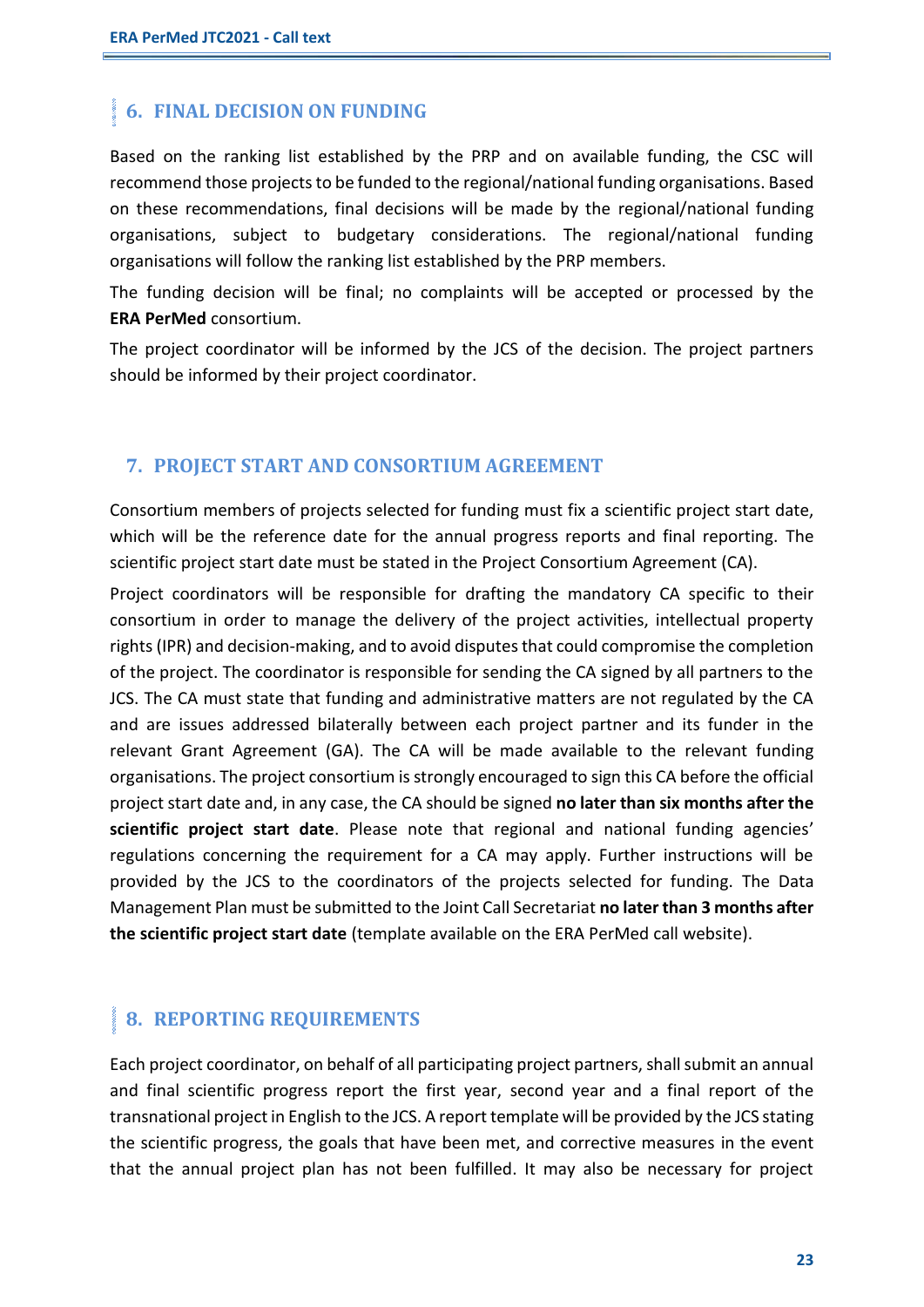## 6. FINAL DECISION ON FUNDING

Based on the ranking list established by the PRP and on available funding, the CSC will recommend those projects to be funded to the regional/national funding organisations. Based on these recommendations, final decisions will be made by the regional/national funding organisations, subject to budgetary considerations. The regional/national funding organisations will follow the ranking list established by the PRP members.

The funding decision will be final; no complaints will be accepted or processed by the **ERA PerMed** consortium.

The project coordinator will be informed by the JCS of the decision. The project partners should be informed by their project coordinator.

## 7. PROJECT START AND CONSORTIUM AGREEMENT

Consortium members of projects selected for funding must fix a scientific project start date, which will be the reference date for the annual progress reports and final reporting. The scientific project start date must be stated in the Project Consortium Agreement (CA).

Project coordinators will be responsible for drafting the mandatory CA specific to their consortium in order to manage the delivery of the project activities, intellectual property rights (IPR) and decision-making, and to avoid disputes that could compromise the completion of the project. The coordinator is responsible for sending the CA signed by all partners to the JCS. The CA must state that funding and administrative matters are not regulated by the CA and are issues addressed bilaterally between each project partner and its funder in the relevant Grant Agreement (GA). The CA will be made available to the relevant funding organisations. The project consortium is strongly encouraged to sign this CA before the official project start date and, in any case, the CA should be signed **no later than six months after the scientific project start date**. Please note that regional and national funding agencies' regulations concerning the requirement for a CA may apply. Further instructions will be provided by the JCS to the coordinators of the projects selected for funding. The Data Management Plan must be submitted to the Joint Call Secretariat **no later than 3 months after the scientific project start date** (template available on the ERA PerMed call website).

## 8. REPORTING REQUIREMENTS

Each project coordinator, on behalf of all participating project partners, shall submit an annual and final scientific progress report the first year, second year and a final report of the transnational project in English to the JCS. A report template will be provided by the JCS stating the scientific progress, the goals that have been met, and corrective measures in the event that the annual project plan has not been fulfilled. It may also be necessary for project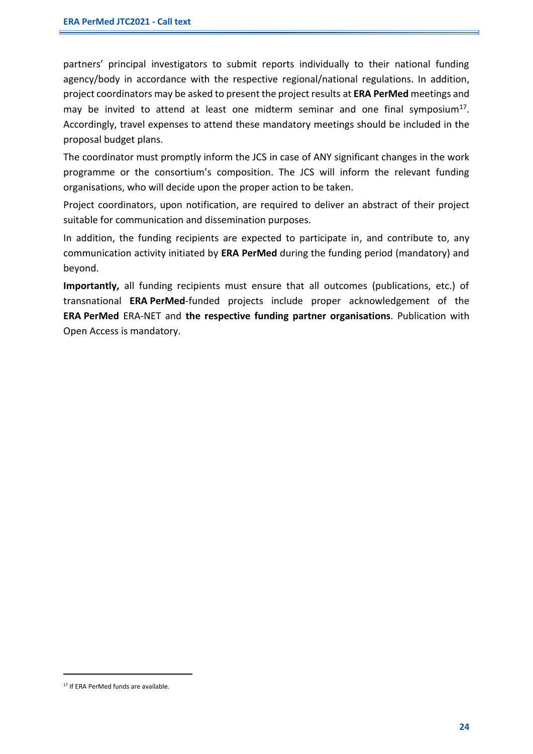partners' principal investigators to submit reports individually to their national funding agency/body in accordance with the respective regional/national regulations. In addition, project coordinators may be asked to present the project results at **ERA PerMed** meetings and may be invited to attend at least one midterm seminar and one final symposium[17]. Accordingly, travel expenses to attend these mandatory meetings should be included in the proposal budget plans.

The coordinator must promptly inform the JCS in case of ANY significant changes in the work programme or the consortium's composition. The JCS will inform the relevant funding organisations, who will decide upon the proper action to be taken.

Project coordinators, upon notification, are required to deliver an abstract of their project suitable for communication and dissemination purposes.

In addition, the funding recipients are expected to participate in, and contribute to, any communication activity initiated by **ERA PerMed** during the funding period (mandatory) and beyond.

**Importantly,** all funding recipients must ensure that all outcomes (publications, etc.) of transnational **ERA PerMed**-funded projects include proper acknowledgement of the **ERA PerMed** ERA-NET and **the respective funding partner organisations**. Publication with Open Access is mandatory.

[17] If ERA PerMed funds are available.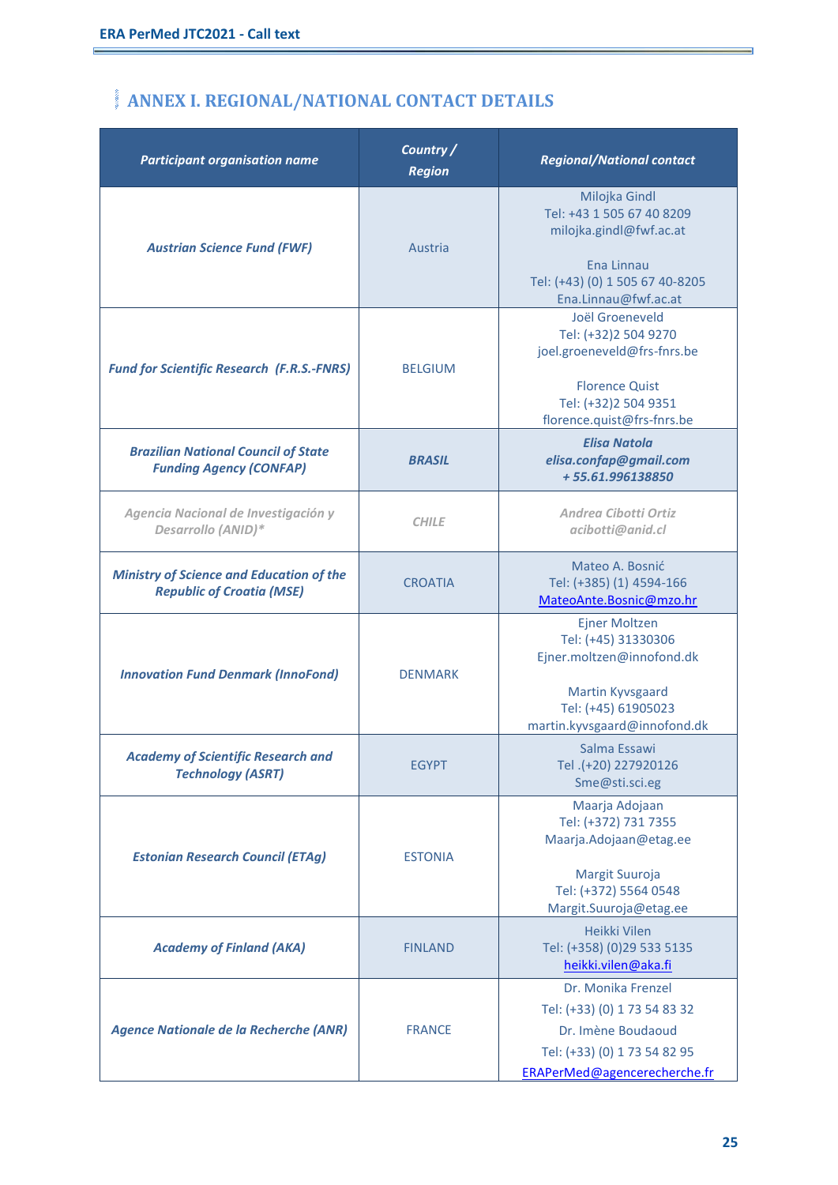## ANNEX I. REGIONAL/NATIONAL CONTACT DETAILS

| *Participant organisation name* | *Country / Region* | *Regional/National contact* |
|---|---|---|
| ***Austrian Science Fund (FWF)*** | Austria | Milojka Gindl<br>Tel: +43 1 505 67 40 8209<br>milojka.gindl@fwf.ac.at<br><br>Ena Linnau<br>Tel: (+43) (0) 1 505 67 40-8205<br>Ena.Linnau@fwf.ac.at |
| ***Fund for Scientific Research (F.R.S.-FNRS)*** | BELGIUM | Joël Groeneveld<br>Tel: (+32)2 504 9270<br>joel.groeneveld@frs-fnrs.be<br><br>Florence Quist<br>Tel: (+32)2 504 9351<br>florence.quist@frs-fnrs.be |
| ***Brazilian National Council of State Funding Agency (CONFAP)*** | ***BRASIL*** | ***Elisa Natola***<br>***elisa.confap@gmail.com***<br>***+ 55.61.996138850*** |
| ***Agencia Nacional de Investigación y Desarrollo (ANID)**** | ***CHILE*** | ***Andrea Cibotti Ortiz***<br>***acibotti@anid.cl*** |
| ***Ministry of Science and Education of the Republic of Croatia (MSE)*** | CROATIA | Mateo A. Bosnić<br>Tel: (+385) (1) 4594-166<br>MateoAnte.Bosnic@mzo.hr |
| ***Innovation Fund Denmark (InnoFond)*** | DENMARK | Ejner Moltzen<br>Tel: (+45) 31330306<br>Ejner.moltzen@innofond.dk<br><br>Martin Kyvsgaard<br>Tel: (+45) 61905023<br>martin.kyvsgaard@innofond.dk |
| ***Academy of Scientific Research and Technology (ASRT)*** | EGYPT | Salma Essawi<br>Tel .(+20) 227920126<br>Sme@sti.sci.eg |
| ***Estonian Research Council (ETAg)*** | ESTONIA | Maarja Adojaan<br>Tel: (+372) 731 7355<br>Maarja.Adojaan@etag.ee<br><br>Margit Suuroja<br>Tel: (+372) 5564 0548<br>Margit.Suuroja@etag.ee |
| ***Academy of Finland (AKA)*** | FINLAND | Heikki Vilen<br>Tel: (+358) (0)29 533 5135<br>heikki.vilen@aka.fi |
| ***Agence Nationale de la Recherche (ANR)*** | FRANCE | Dr. Monika Frenzel<br>Tel: (+33) (0) 1 73 54 83 32<br>Dr. Imène Boudaoud<br>Tel: (+33) (0) 1 73 54 82 95<br>ERAPerMed@agencerecherche.fr |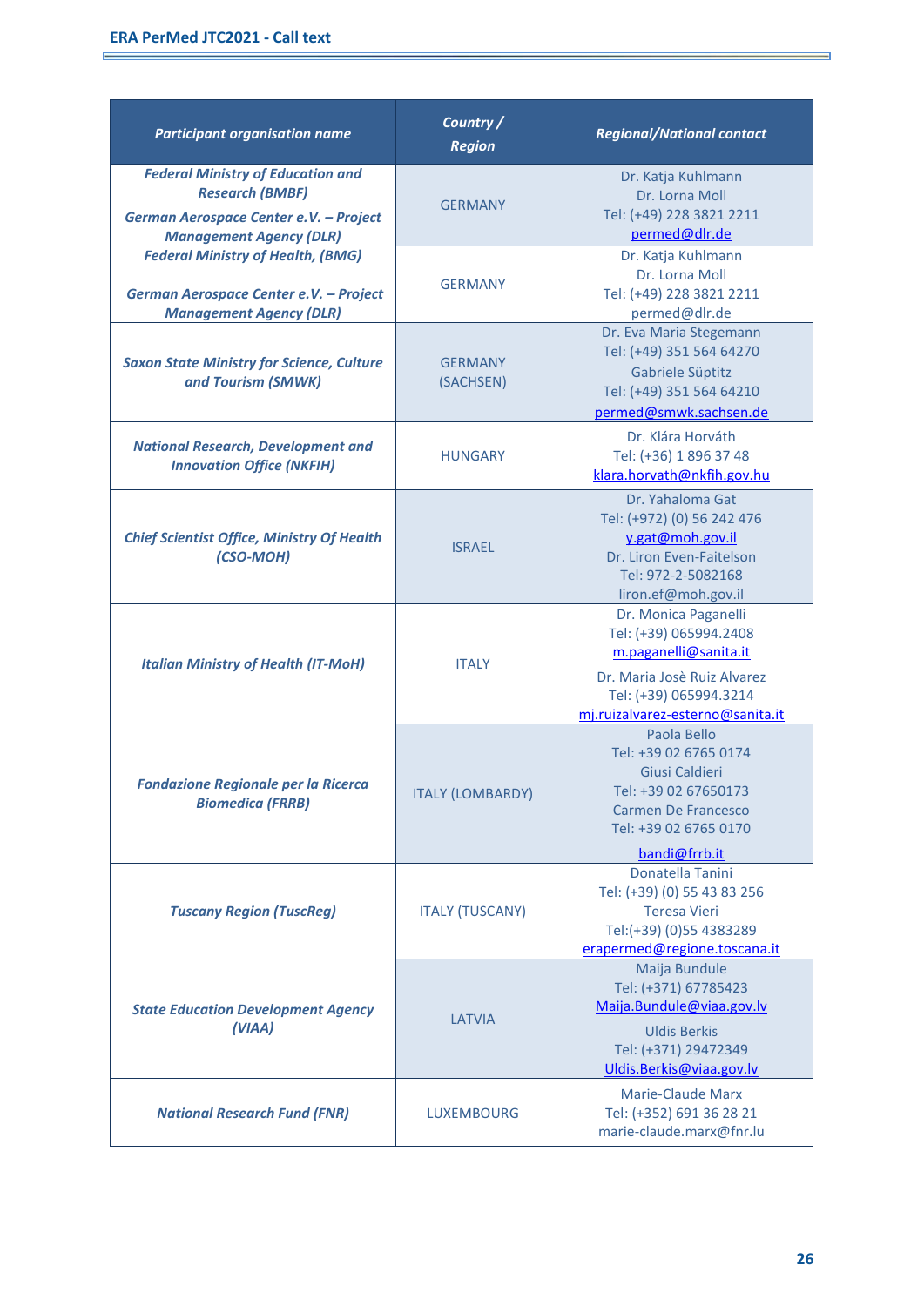| Participant organisation name | Country / Region | Regional/National contact |
|---|---|---|
| ***Federal Ministry of Education and Research (BMBF)*** ***German Aerospace Center e.V. – Project Management Agency (DLR)*** | GERMANY | Dr. Katja Kuhlmann Dr. Lorna Moll Tel: (+49) 228 3821 2211 permed@dlr.de |
| ***Federal Ministry of Health, (BMG)*** ***German Aerospace Center e.V. – Project Management Agency (DLR)*** | GERMANY | Dr. Katja Kuhlmann Dr. Lorna Moll Tel: (+49) 228 3821 2211 permed@dlr.de |
| ***Saxon State Ministry for Science, Culture and Tourism (SMWK)*** | GERMANY (SACHSEN) | Dr. Eva Maria Stegemann Tel: (+49) 351 564 64270 Gabriele Süptitz Tel: (+49) 351 564 64210 permed@smwk.sachsen.de |
| ***National Research, Development and Innovation Office (NKFIH)*** | HUNGARY | Dr. Klára Horváth Tel: (+36) 1 896 37 48 klara.horvath@nkfih.gov.hu |
| ***Chief Scientist Office, Ministry Of Health (CSO-MOH)*** | ISRAEL | Dr. Yahaloma Gat Tel: (+972) (0) 56 242 476 y.gat@moh.gov.il Dr. Liron Even-Faitelson Tel: 972-2-5082168 liron.ef@moh.gov.il |
| ***Italian Ministry of Health (IT-MoH)*** | ITALY | Dr. Monica Paganelli Tel: (+39) 065994.2408 m.paganelli@sanita.it Dr. Maria Josè Ruiz Alvarez Tel: (+39) 065994.3214 mj.ruizalvarez-esterno@sanita.it |
| ***Fondazione Regionale per la Ricerca Biomedica (FRRB)*** | ITALY (LOMBARDY) | Paola Bello Tel: +39 02 6765 0174 Giusi Caldieri Tel: +39 02 67650173 Carmen De Francesco Tel: +39 02 6765 0170 bandi@frrb.it |
| ***Tuscany Region (TuscReg)*** | ITALY (TUSCANY) | Donatella Tanini Tel: (+39) (0) 55 43 83 256 Teresa Vieri Tel:(+39) (0)55 4383289 erapermed@regione.toscana.it |
| ***State Education Development Agency (VIAA)*** | LATVIA | Maija Bundule Tel: (+371) 67785423 Maija.Bundule@viaa.gov.lv Uldis Berkis Tel: (+371) 29472349 Uldis.Berkis@viaa.gov.lv |
| ***National Research Fund (FNR)*** | LUXEMBOURG | Marie-Claude Marx Tel: (+352) 691 36 28 21 marie-claude.marx@fnr.lu |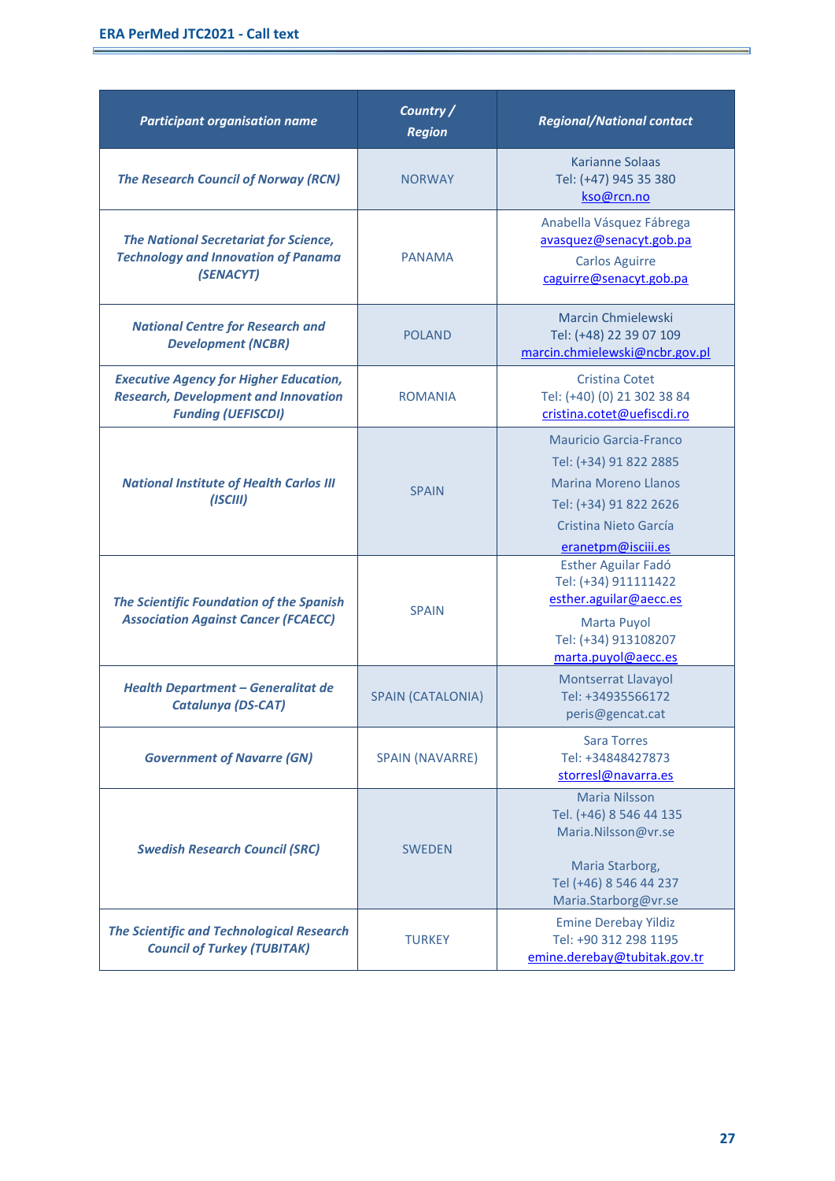| Participant organisation name | Country / Region | Regional/National contact |
|---|---|---|
| *The Research Council of Norway (RCN)* | NORWAY | Karianne Solaas<br>Tel: (+47) 945 35 380<br>kso@rcn.no |
| *The National Secretariat for Science, Technology and Innovation of Panama (SENACYT)* | PANAMA | Anabella Vásquez Fábrega<br>avasquez@senacyt.gob.pa<br>Carlos Aguirre<br>caguirre@senacyt.gob.pa |
| *National Centre for Research and Development (NCBR)* | POLAND | Marcin Chmielewski<br>Tel: (+48) 22 39 07 109<br>marcin.chmielewski@ncbr.gov.pl |
| *Executive Agency for Higher Education, Research, Development and Innovation Funding (UEFISCDI)* | ROMANIA | Cristina Cotet<br>Tel: (+40) (0) 21 302 38 84<br>cristina.cotet@uefiscdi.ro |
| *National Institute of Health Carlos III (ISCIII)* | SPAIN | Mauricio Garcia-Franco<br>Tel: (+34) 91 822 2885<br>Marina Moreno Llanos<br>Tel: (+34) 91 822 2626<br>Cristina Nieto García<br>eranetpm@isciii.es |
| *The Scientific Foundation of the Spanish Association Against Cancer (FCAECC)* | SPAIN | Esther Aguilar Fadó<br>Tel: (+34) 911111422<br>esther.aguilar@aecc.es<br>Marta Puyol<br>Tel: (+34) 913108207<br>marta.puyol@aecc.es |
| *Health Department – Generalitat de Catalunya (DS-CAT)* | SPAIN (CATALONIA) | Montserrat Llavayol<br>Tel: +34935566172<br>peris@gencat.cat |
| *Government of Navarre (GN)* | SPAIN (NAVARRE) | Sara Torres<br>Tel: +34848427873<br>storresl@navarra.es |
| *Swedish Research Council (SRC)* | SWEDEN | Maria Nilsson<br>Tel. (+46) 8 546 44 135<br>Maria.Nilsson@vr.se<br><br>Maria Starborg,<br>Tel (+46) 8 546 44 237<br>Maria.Starborg@vr.se |
| *The Scientific and Technological Research Council of Turkey (TUBITAK)* | TURKEY | Emine Derebay Yildiz<br>Tel: +90 312 298 1195<br>emine.derebay@tubitak.gov.tr |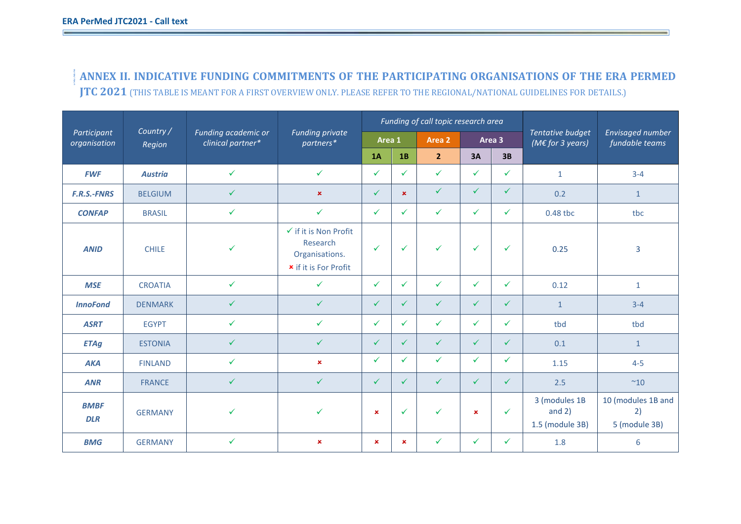## ANNEX II. INDICATIVE FUNDING COMMITMENTS OF THE PARTICIPATING ORGANISATIONS OF THE ERA PERMED JTC 2021 (THIS TABLE IS MEANT FOR A FIRST OVERVIEW ONLY. PLEASE REFER TO THE REGIONAL/NATIONAL GUIDELINES FOR DETAILS.)

| *Participant organisation* | *Country / Region* | *Funding academic or clinical partner** | *Funding private partners** | *Funding of call topic research area* | | | | | *Tentative budget (M€ for 3 years)* | *Envisaged number fundable teams* |
|---|---|---|---|---|---|---|---|---|---|---|
| | | | | Area 1 | | Area 2 | Area 3 | | | |
| | | | | 1A | 1B | 2 | 3A | 3B | | |
| ***FWF*** | ***Austria*** | ✓ | ✓ | ✓ | ✓ | ✓ | ✓ | ✓ | 1 | 3-4 |
| ***F.R.S.-FNRS*** | BELGIUM | ✓ | × | ✓ | × | ✓ | ✓ | ✓ | 0.2 | 1 |
| ***CONFAP*** | BRASIL | ✓ | ✓ | ✓ | ✓ | ✓ | ✓ | ✓ | 0.48 tbc | tbc |
| ***ANID*** | CHILE | ✓ | ✓ if it is Non Profit Research Organisations. × if it is For Profit | ✓ | ✓ | ✓ | ✓ | ✓ | 0.25 | 3 |
| ***MSE*** | CROATIA | ✓ | ✓ | ✓ | ✓ | ✓ | ✓ | ✓ | 0.12 | 1 |
| ***InnoFond*** | DENMARK | ✓ | ✓ | ✓ | ✓ | ✓ | ✓ | ✓ | 1 | 3-4 |
| ***ASRT*** | EGYPT | ✓ | ✓ | ✓ | ✓ | ✓ | ✓ | ✓ | tbd | tbd |
| ***ETAg*** | ESTONIA | ✓ | ✓ | ✓ | ✓ | ✓ | ✓ | ✓ | 0.1 | 1 |
| ***AKA*** | FINLAND | ✓ | × | ✓ | ✓ | ✓ | ✓ | ✓ | 1.15 | 4-5 |
| ***ANR*** | FRANCE | ✓ | ✓ | ✓ | ✓ | ✓ | ✓ | ✓ | 2.5 | ~10 |
| ***BMBF DLR*** | GERMANY | ✓ | ✓ | × | ✓ | ✓ | × | ✓ | 3 (modules 1B and 2) 1.5 (module 3B) | 10 (modules 1B and 2) 5 (module 3B) |
| ***BMG*** | GERMANY | ✓ | × | × | × | ✓ | ✓ | ✓ | 1.8 | 6 |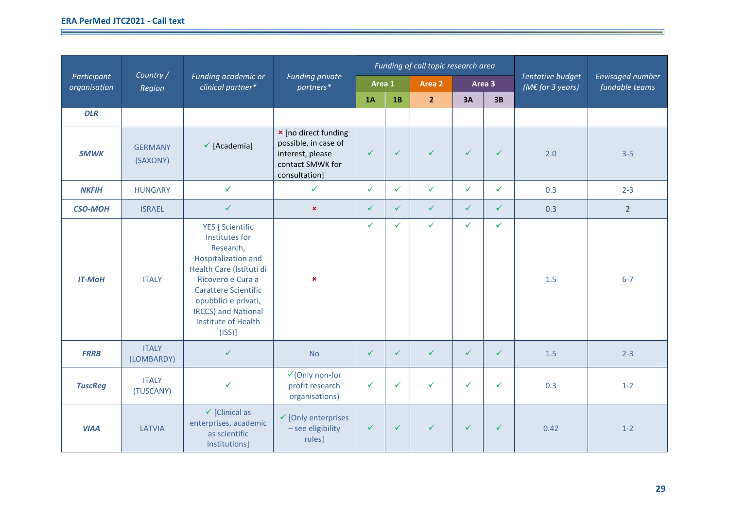| Participant organisation | Country / Region | Funding academic or clinical partner* | Funding private partners* | Funding of call topic research area | | | | | Tentative budget (M€ for 3 years) | Envisaged number fundable teams |
|---|---|---|---|---|---|---|---|---|---|---|
| | | | | Area 1 | | Area 2 | Area 3 | | | |
| | | | | 1A | 1B | 2 | 3A | 3B | | |
| DLR | | | | | | | | | | |
| SMWK | GERMANY (SAXONY) | ✓ [Academia] | × [no direct funding possible, in case of interest, please contact SMWK for consultation] | ✓ | ✓ | ✓ | ✓ | ✓ | 2.0 | 3-5 |
| NKFIH | HUNGARY | ✓ | ✓ | ✓ | ✓ | ✓ | ✓ | ✓ | 0.3 | 2-3 |
| CSO-MOH | ISRAEL | ✓ | × | ✓ | ✓ | ✓ | ✓ | ✓ | 0.3 | 2 |
| IT-MoH | ITALY | YES [ Scientific Institutes for Research, Hospitalization and Health Care (Istituti di Ricovero e Cura a Carattere Scientific opubblici e privati, IRCCS) and National Institute of Health (ISS)] | × | ✓ | ✓ | ✓ | ✓ | ✓ | 1.5 | 6-7 |
| FRRB | ITALY (LOMBARDY) | ✓ | No | ✓ | ✓ | ✓ | ✓ | ✓ | 1.5 | 2-3 |
| TuscReg | ITALY (TUSCANY) | ✓ | ✓(Only non-for profit research organisations) | ✓ | ✓ | ✓ | ✓ | ✓ | 0.3 | 1-2 |
| VIAA | LATVIA | ✓ [Clinical as enterprises, academic as scientific institutions] | ✓ [Only enterprises – see eligibility rules] | ✓ | ✓ | ✓ | ✓ | ✓ | 0.42 | 1-2 |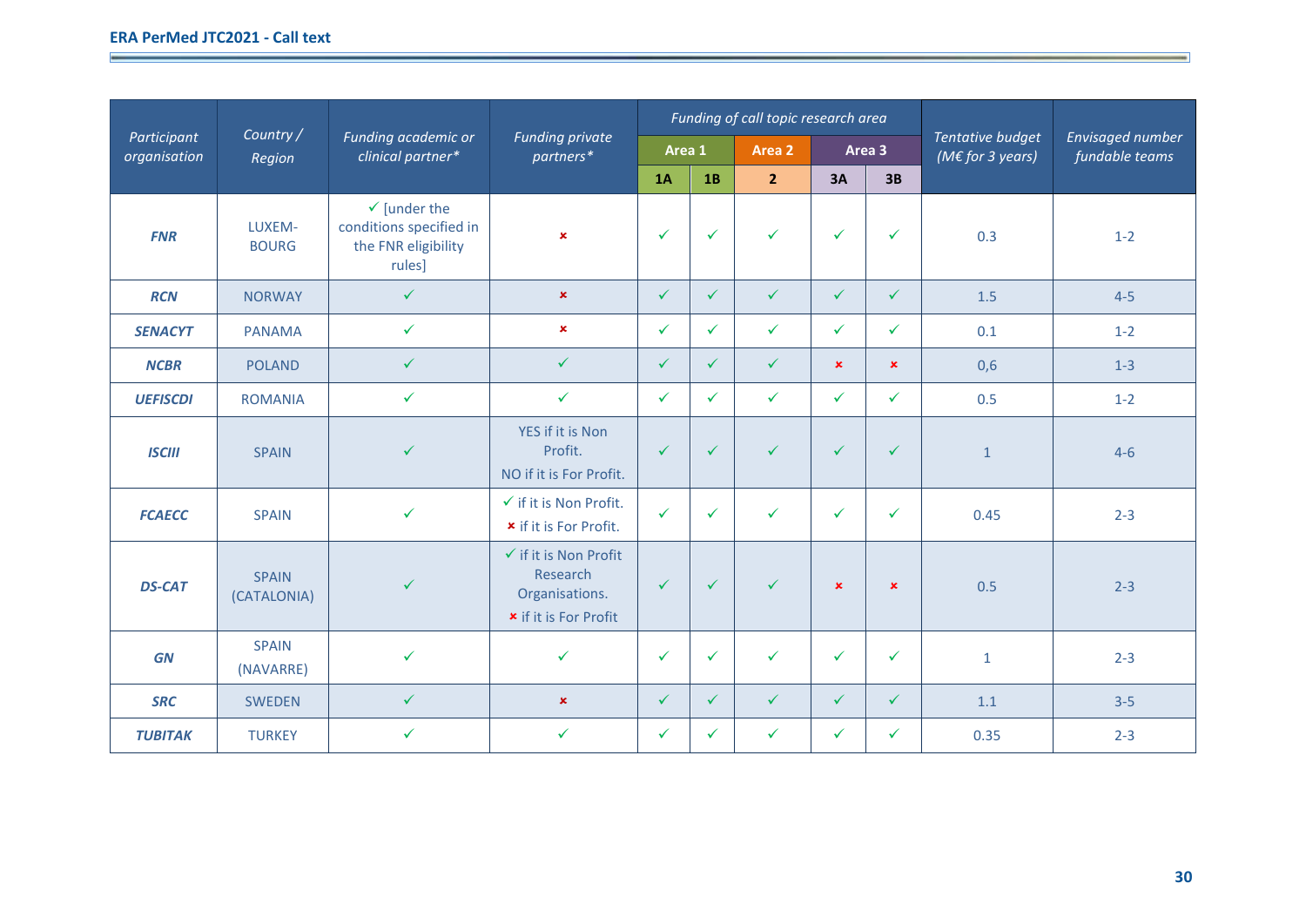| Participant organisation | Country / Region | Funding academic or clinical partner* | Funding private partners* | Funding of call topic research area | | | | | Tentative budget (M€ for 3 years) | Envisaged number fundable teams |
|---|---|---|---|---|---|---|---|---|---|---|
| | | | | Area 1 | | Area 2 | Area 3 | | | |
| | | | | 1A | 1B | 2 | 3A | 3B | | |
| ***FNR*** | LUXEM-BOURG | ✓ [under the conditions specified in the FNR eligibility rules] | × | ✓ | ✓ | ✓ | ✓ | ✓ | 0.3 | 1-2 |
| ***RCN*** | NORWAY | ✓ | × | ✓ | ✓ | ✓ | ✓ | ✓ | 1.5 | 4-5 |
| ***SENACYT*** | PANAMA | ✓ | × | ✓ | ✓ | ✓ | ✓ | ✓ | 0.1 | 1-2 |
| ***NCBR*** | POLAND | ✓ | ✓ | ✓ | ✓ | ✓ | × | × | 0,6 | 1-3 |
| ***UEFISCDI*** | ROMANIA | ✓ | ✓ | ✓ | ✓ | ✓ | ✓ | ✓ | 0.5 | 1-2 |
| ***ISCIII*** | SPAIN | ✓ | YES if it is Non Profit. NO if it is For Profit. | ✓ | ✓ | ✓ | ✓ | ✓ | 1 | 4-6 |
| ***FCAECC*** | SPAIN | ✓ | ✓ if it is Non Profit. × if it is For Profit. | ✓ | ✓ | ✓ | ✓ | ✓ | 0.45 | 2-3 |
| ***DS-CAT*** | SPAIN (CATALONIA) | ✓ | ✓ if it is Non Profit Research Organisations. × if it is For Profit | ✓ | ✓ | ✓ | × | × | 0.5 | 2-3 |
| ***GN*** | SPAIN (NAVARRE) | ✓ | ✓ | ✓ | ✓ | ✓ | ✓ | ✓ | 1 | 2-3 |
| ***SRC*** | SWEDEN | ✓ | × | ✓ | ✓ | ✓ | ✓ | ✓ | 1.1 | 3-5 |
| ***TUBITAK*** | TURKEY | ✓ | ✓ | ✓ | ✓ | ✓ | ✓ | ✓ | 0.35 | 2-3 |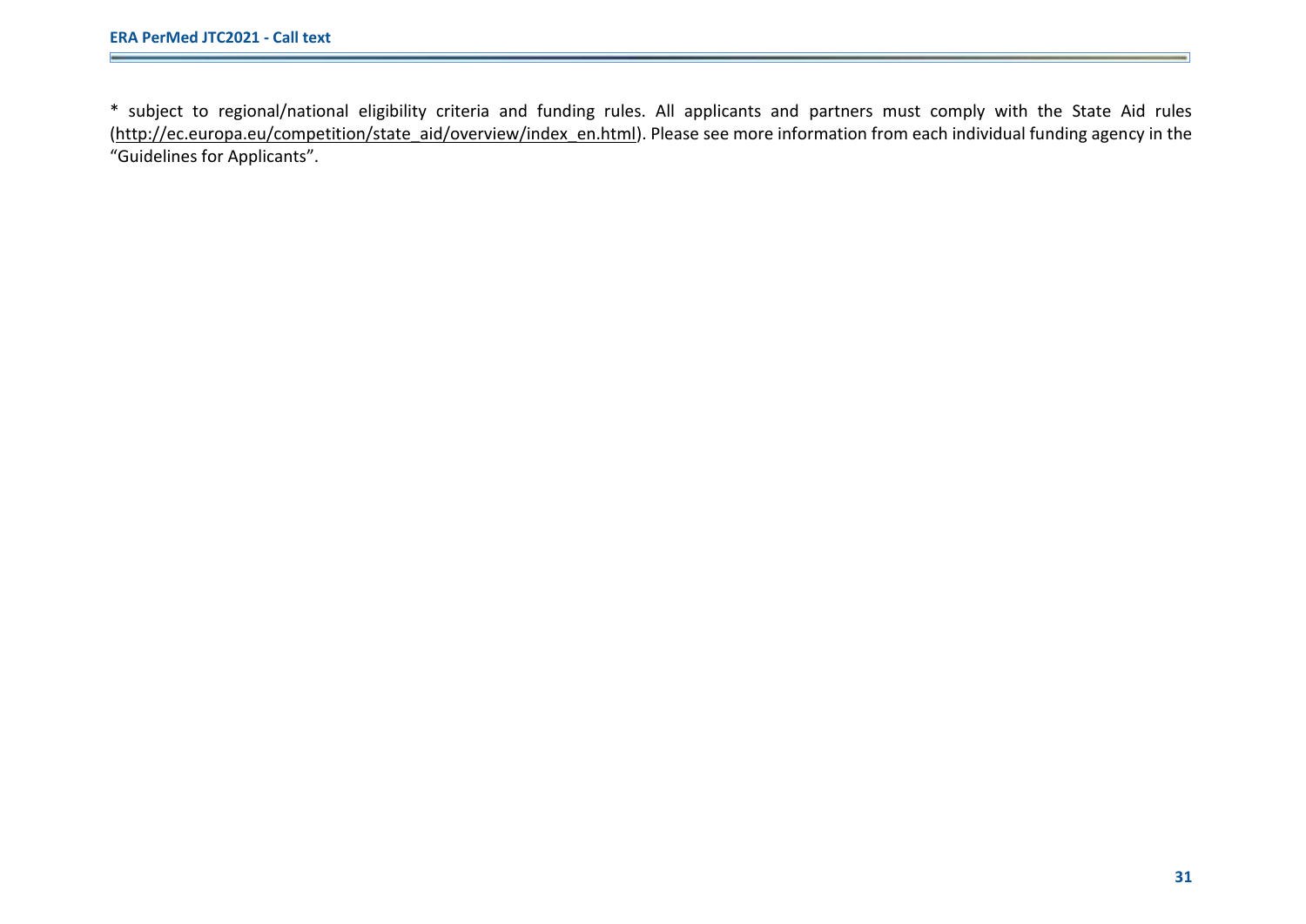* subject to regional/national eligibility criteria and funding rules. All applicants and partners must comply with the State Aid rules (http://ec.europa.eu/competition/state_aid/overview/index_en.html). Please see more information from each individual funding agency in the "Guidelines for Applicants".